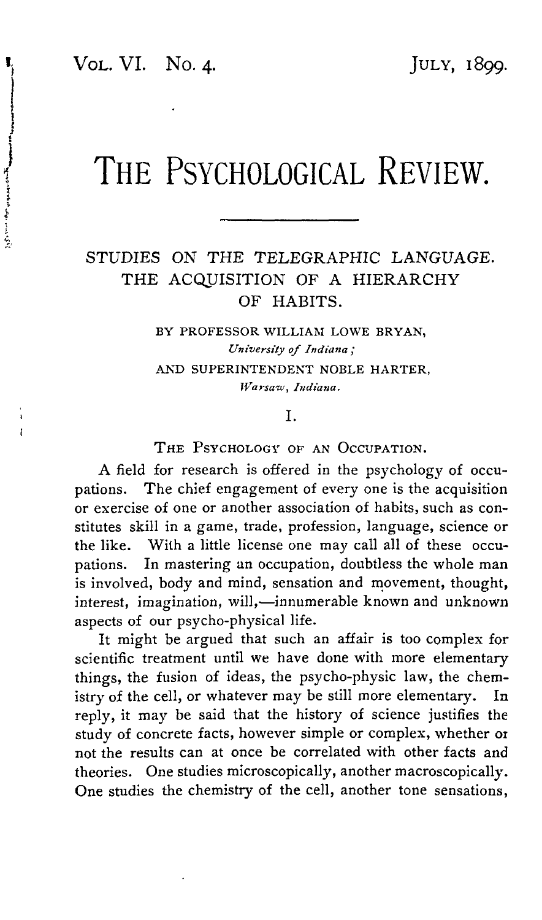# THE PSYCHOLOGICAL REVIEW.

## STUDIES ON THE TELEGRAPHIC LANGUAGE. THE ACQUISITION OF A HIERARCHY OF HABITS.

BY PROFESSOR WILLIAM LOWE BRYAN,
*University of Indiana;*
AND SUPERINTENDENT NOBLE HARTER,
*Warsaw, Indiana.*

### I.

### THE PSYCHOLOGY OF AN OCCUPATION.

A field for research is offered in the psychology of occupations. The chief engagement of every one is the acquisition or exercise of one or another association of habits, such as constitutes skill in a game, trade, profession, language, science or the like. With a little license one may call all of these occupations. In mastering an occupation, doubtless the whole man is involved, body and mind, sensation and movement, thought, interest, imagination, will,—innumerable known and unknown aspects of our psycho-physical life.

It might be argued that such an affair is too complex for scientific treatment until we have done with more elementary things, the fusion of ideas, the psycho-physic law, the chemistry of the cell, or whatever may be still more elementary. In reply, it may be said that the history of science justifies the study of concrete facts, however simple or complex, whether or not the results can at once be correlated with other facts and theories. One studies microscopically, another macroscopically. One studies the chemistry of the cell, another tone sensations,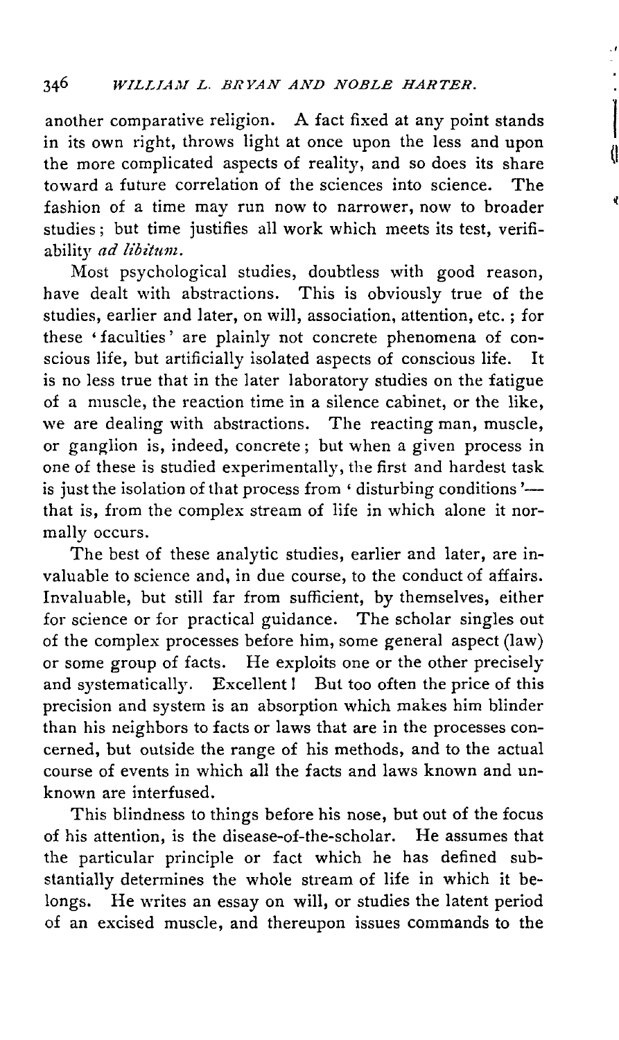another comparative religion. A fact fixed at any point stands in its own right, throws light at once upon the less and upon the more complicated aspects of reality, and so does its share toward a future correlation of the sciences into science. The fashion of a time may run now to narrower, now to broader studies; but time justifies all work which meets its test, verifiability *ad libitum*.

Most psychological studies, doubtless with good reason, have dealt with abstractions. This is obviously true of the studies, earlier and later, on will, association, attention, etc.; for these 'faculties' are plainly not concrete phenomena of conscious life, but artificially isolated aspects of conscious life. It is no less true that in the later laboratory studies on the fatigue of a muscle, the reaction time in a silence cabinet, or the like, we are dealing with abstractions. The reacting man, muscle, or ganglion is, indeed, concrete; but when a given process in one of these is studied experimentally, the first and hardest task is just the isolation of that process from 'disturbing conditions'—that is, from the complex stream of life in which alone it normally occurs.

The best of these analytic studies, earlier and later, are invaluable to science and, in due course, to the conduct of affairs. Invaluable, but still far from sufficient, by themselves, either for science or for practical guidance. The scholar singles out of the complex processes before him, some general aspect (law) or some group of facts. He exploits one or the other precisely and systematically. Excellent! But too often the price of this precision and system is an absorption which makes him blinder than his neighbors to facts or laws that are in the processes concerned, but outside the range of his methods, and to the actual course of events in which all the facts and laws known and unknown are interfused.

This blindness to things before his nose, but out of the focus of his attention, is the disease-of-the-scholar. He assumes that the particular principle or fact which he has defined substantially determines the whole stream of life in which it belongs. He writes an essay on will, or studies the latent period of an excised muscle, and thereupon issues commands to the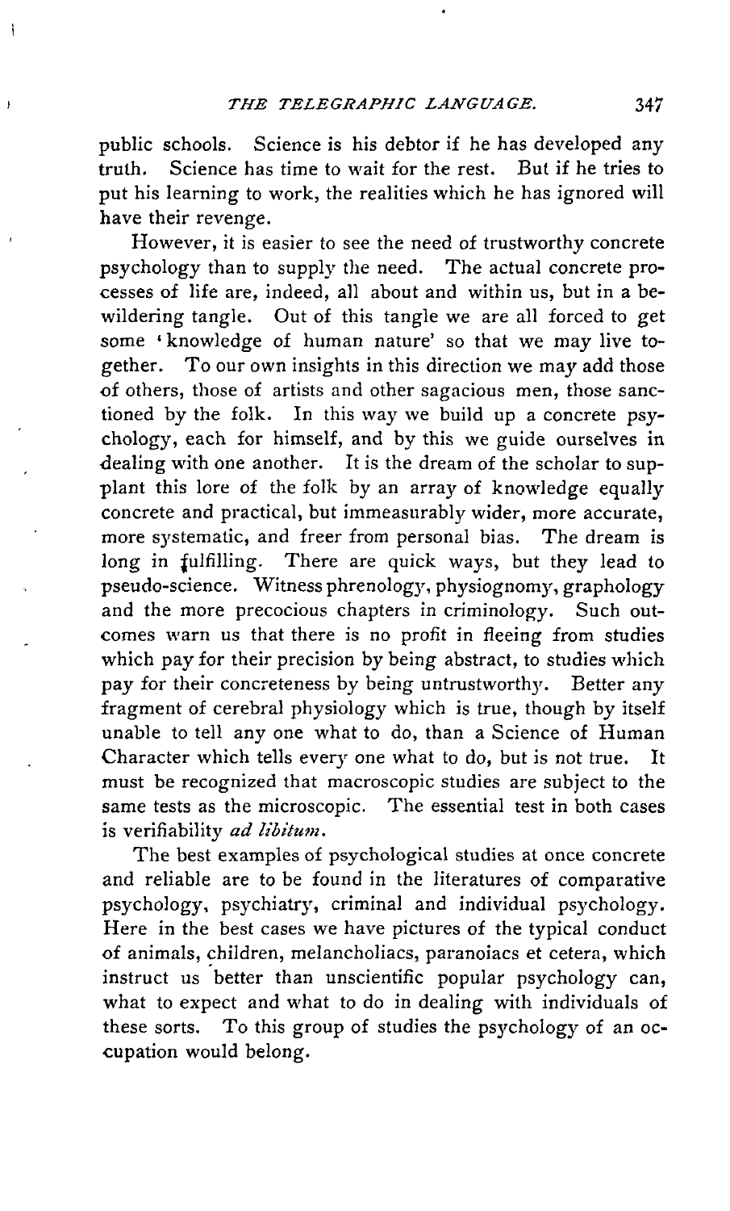public schools. Science is his debtor if he has developed any truth. Science has time to wait for the rest. But if he tries to put his learning to work, the realities which he has ignored will have their revenge.

However, it is easier to see the need of trustworthy concrete psychology than to supply the need. The actual concrete processes of life are, indeed, all about and within us, but in a bewildering tangle. Out of this tangle we are all forced to get some 'knowledge of human nature' so that we may live together. To our own insights in this direction we may add those of others, those of artists and other sagacious men, those sanctioned by the folk. In this way we build up a concrete psychology, each for himself, and by this we guide ourselves in dealing with one another. It is the dream of the scholar to supplant this lore of the folk by an array of knowledge equally concrete and practical, but immeasurably wider, more accurate, more systematic, and freer from personal bias. The dream is long in fulfilling. There are quick ways, but they lead to pseudo-science. Witness phrenology, physiognomy, graphology and the more precocious chapters in criminology. Such outcomes warn us that there is no profit in fleeing from studies which pay for their precision by being abstract, to studies which pay for their concreteness by being untrustworthy. Better any fragment of cerebral physiology which is true, though by itself unable to tell any one what to do, than a Science of Human Character which tells every one what to do, but is not true. It must be recognized that macroscopic studies are subject to the same tests as the microscopic. The essential test in both cases is verifiability *ad libitum*.

The best examples of psychological studies at once concrete and reliable are to be found in the literatures of comparative psychology, psychiatry, criminal and individual psychology. Here in the best cases we have pictures of the typical conduct of animals, children, melancholiacs, paranoiacs et cetera, which instruct us better than unscientific popular psychology can, what to expect and what to do in dealing with individuals of these sorts. To this group of studies the psychology of an occupation would belong.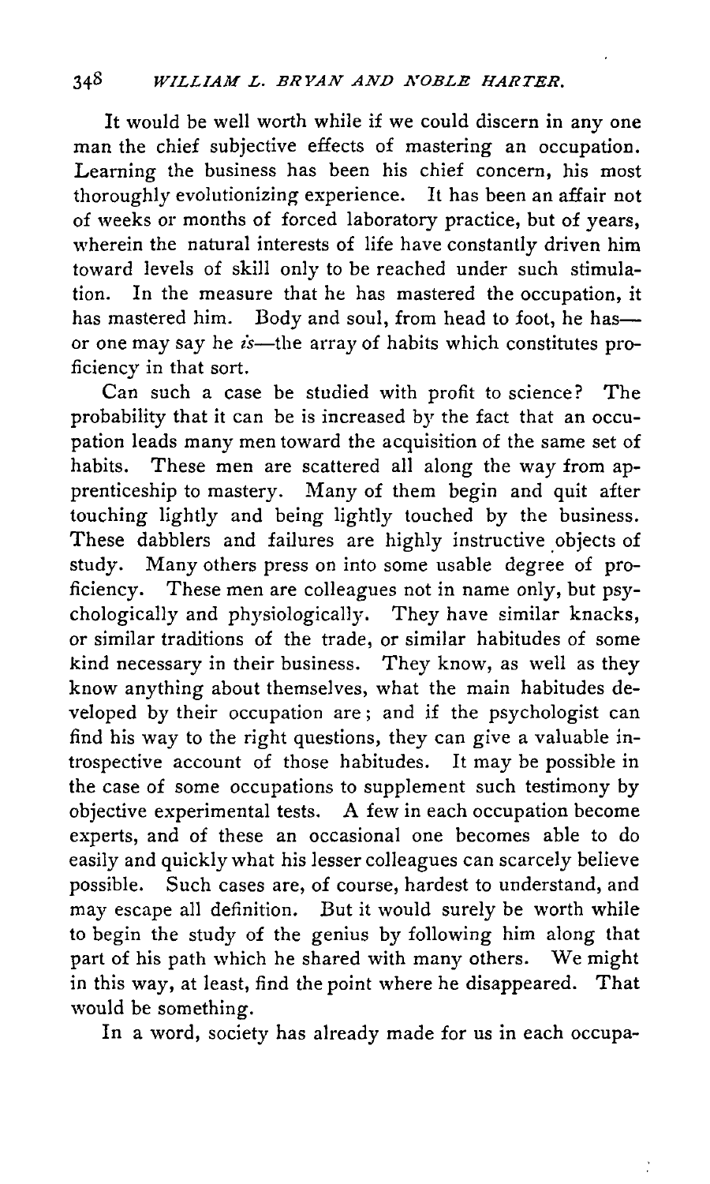It would be well worth while if we could discern in any one man the chief subjective effects of mastering an occupation. Learning the business has been his chief concern, his most thoroughly evolutionizing experience. It has been an affair not of weeks or months of forced laboratory practice, but of years, wherein the natural interests of life have constantly driven him toward levels of skill only to be reached under such stimulation. In the measure that he has mastered the occupation, it has mastered him. Body and soul, from head to foot, he has—or one may say he *is*—the array of habits which constitutes proficiency in that sort.

Can such a case be studied with profit to science? The probability that it can be is increased by the fact that an occupation leads many men toward the acquisition of the same set of habits. These men are scattered all along the way from apprenticeship to mastery. Many of them begin and quit after touching lightly and being lightly touched by the business. These dabblers and failures are highly instructive objects of study. Many others press on into some usable degree of proficiency. These men are colleagues not in name only, but psychologically and physiologically. They have similar knacks, or similar traditions of the trade, or similar habitudes of some kind necessary in their business. They know, as well as they know anything about themselves, what the main habitudes developed by their occupation are; and if the psychologist can find his way to the right questions, they can give a valuable introspective account of those habitudes. It may be possible in the case of some occupations to supplement such testimony by objective experimental tests. A few in each occupation become experts, and of these an occasional one becomes able to do easily and quickly what his lesser colleagues can scarcely believe possible. Such cases are, of course, hardest to understand, and may escape all definition. But it would surely be worth while to begin the study of the genius by following him along that part of his path which he shared with many others. We might in this way, at least, find the point where he disappeared. That would be something.

In a word, society has already made for us in each occupa-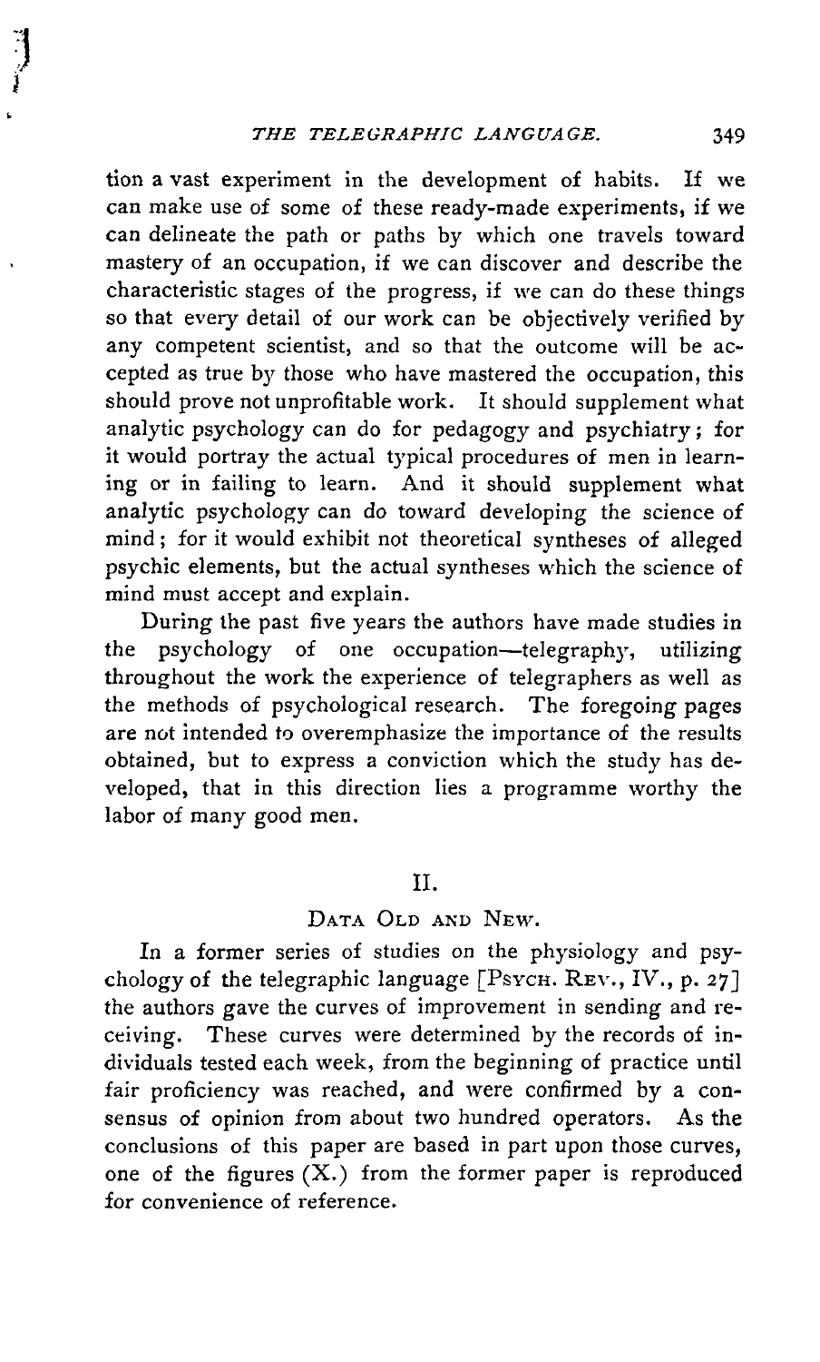tion a vast experiment in the development of habits. If we can make use of some of these ready-made experiments, if we can delineate the path or paths by which one travels toward mastery of an occupation, if we can discover and describe the characteristic stages of the progress, if we can do these things so that every detail of our work can be objectively verified by any competent scientist, and so that the outcome will be accepted as true by those who have mastered the occupation, this should prove not unprofitable work. It should supplement what analytic psychology can do for pedagogy and psychiatry; for it would portray the actual typical procedures of men in learning or in failing to learn. And it should supplement what analytic psychology can do toward developing the science of mind; for it would exhibit not theoretical syntheses of alleged psychic elements, but the actual syntheses which the science of mind must accept and explain.

During the past five years the authors have made studies in the psychology of one occupation—telegraphy, utilizing throughout the work the experience of telegraphers as well as the methods of psychological research. The foregoing pages are not intended to overemphasize the importance of the results obtained, but to express a conviction which the study has developed, that in this direction lies a programme worthy the labor of many good men.

## II.

### Data Old and New.

In a former series of studies on the physiology and psychology of the telegraphic language [Psych. Rev., IV., p. 27] the authors gave the curves of improvement in sending and receiving. These curves were determined by the records of individuals tested each week, from the beginning of practice until fair proficiency was reached, and were confirmed by a consensus of opinion from about two hundred operators. As the conclusions of this paper are based in part upon those curves, one of the figures (X.) from the former paper is reproduced for convenience of reference.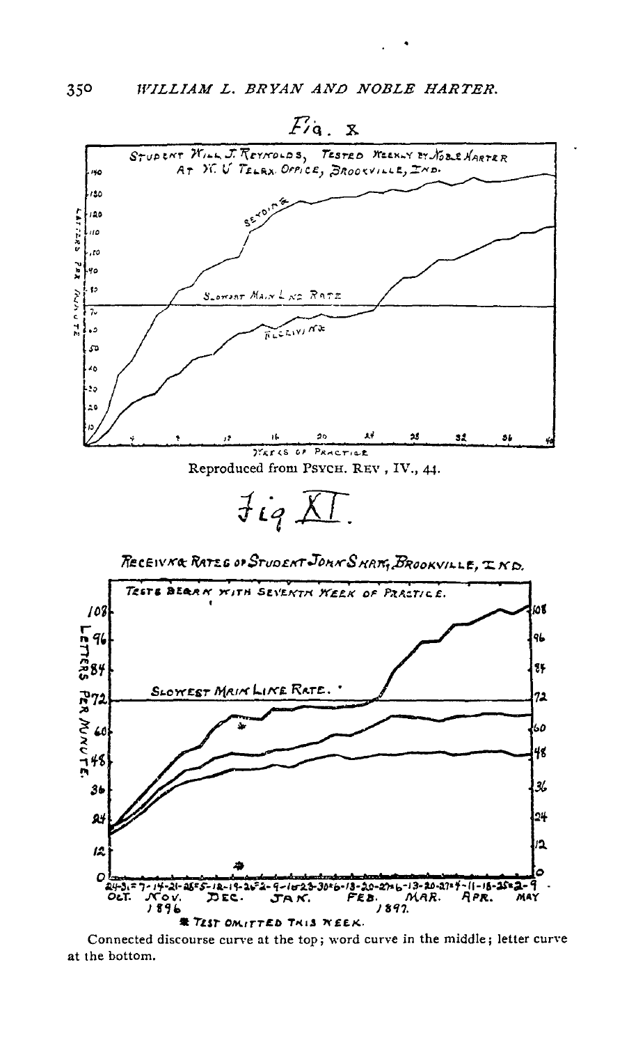Fig. X

Reproduced from Psych. Rev, IV., 44.

Fig XI.

Connected discourse curve at the top; word curve in the middle; letter curve at the bottom.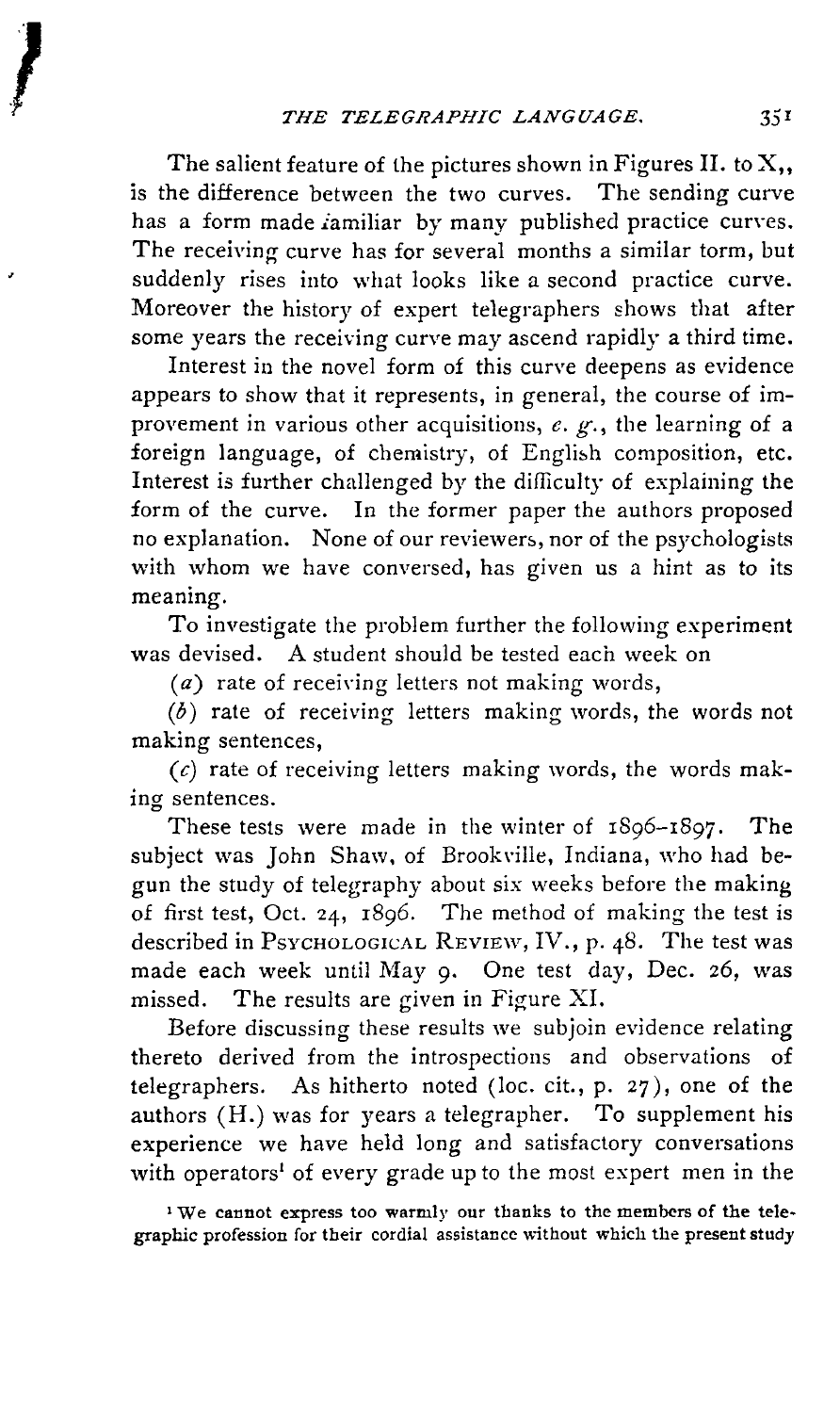The salient feature of the pictures shown in Figures II. to X,, is the difference between the two curves. The sending curve has a form made familiar by many published practice curves. The receiving curve has for several months a similar torm, but suddenly rises into what looks like a second practice curve. Moreover the history of expert telegraphers shows that after some years the receiving curve may ascend rapidly a third time.

Interest in the novel form of this curve deepens as evidence appears to show that it represents, in general, the course of improvement in various other acquisitions, *e. g.*, the learning of a foreign language, of chemistry, of English composition, etc. Interest is further challenged by the difficulty of explaining the form of the curve. In the former paper the authors proposed no explanation. None of our reviewers, nor of the psychologists with whom we have conversed, has given us a hint as to its meaning.

To investigate the problem further the following experiment was devised. A student should be tested each week on

(*a*) rate of receiving letters not making words,

(*b*) rate of receiving letters making words, the words not making sentences,

(*c*) rate of receiving letters making words, the words making sentences.

These tests were made in the winter of 1896–1897. The subject was John Shaw, of Brookville, Indiana, who had begun the study of telegraphy about six weeks before the making of first test, Oct. 24, 1896. The method of making the test is described in PSYCHOLOGICAL REVIEW, IV., p. 48. The test was made each week until May 9. One test day, Dec. 26, was missed. The results are given in Figure XI.

Before discussing these results we subjoin evidence relating thereto derived from the introspections and observations of telegraphers. As hitherto noted (loc. cit., p. 27), one of the authors (H.) was for years a telegrapher. To supplement his experience we have held long and satisfactory conversations with operators[1] of every grade up to the most expert men in the

[1] We cannot express too warmly our thanks to the members of the telegraphic profession for their cordial assistance without which the present study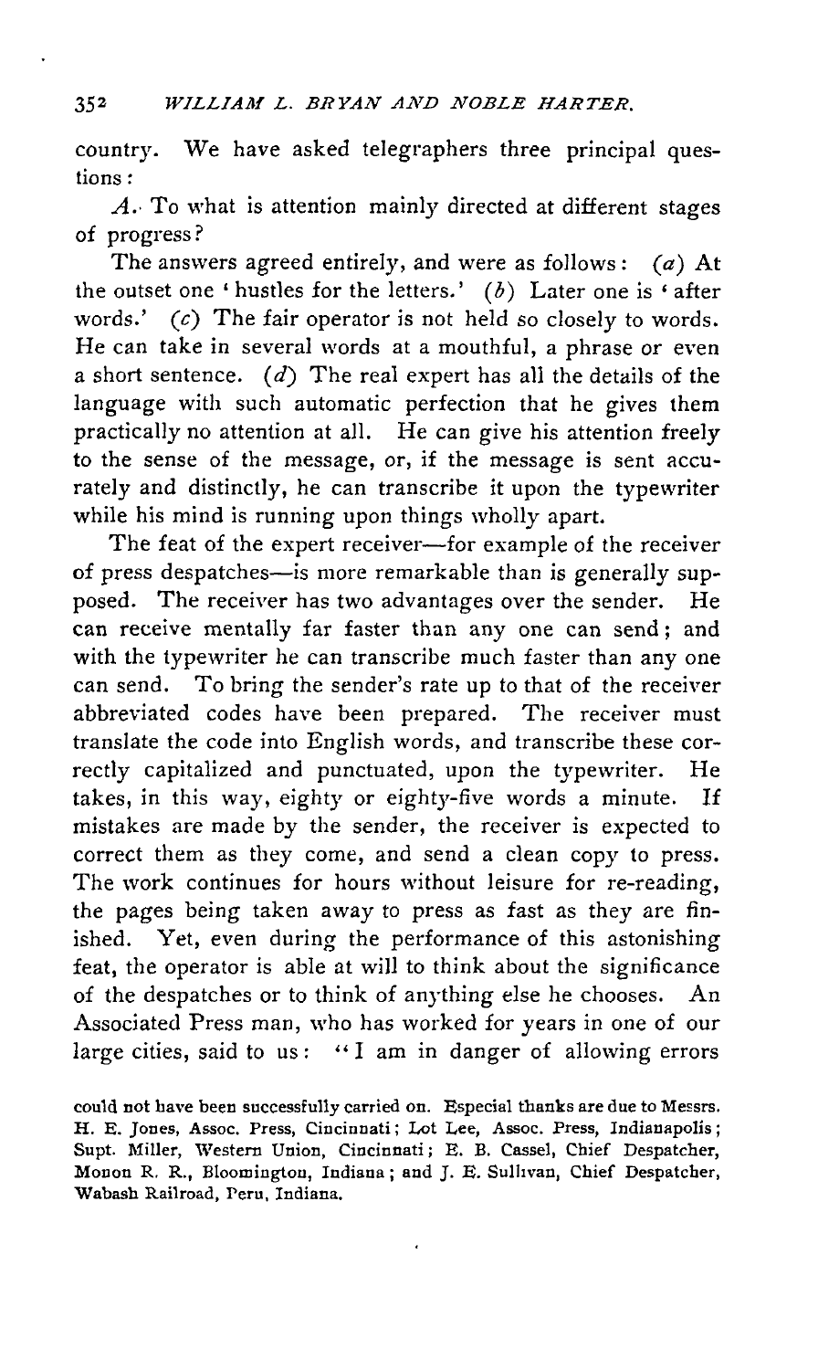country. We have asked telegraphers three principal questions:

*A.* To what is attention mainly directed at different stages of progress?

The answers agreed entirely, and were as follows: (*a*) At the outset one 'hustles for the letters.' (*b*) Later one is 'after words.' (*c*) The fair operator is not held so closely to words. He can take in several words at a mouthful, a phrase or even a short sentence. (*d*) The real expert has all the details of the language with such automatic perfection that he gives them practically no attention at all. He can give his attention freely to the sense of the message, or, if the message is sent accurately and distinctly, he can transcribe it upon the typewriter while his mind is running upon things wholly apart.

The feat of the expert receiver—for example of the receiver of press despatches—is more remarkable than is generally supposed. The receiver has two advantages over the sender. He can receive mentally far faster than any one can send; and with the typewriter he can transcribe much faster than any one can send. To bring the sender's rate up to that of the receiver abbreviated codes have been prepared. The receiver must translate the code into English words, and transcribe these correctly capitalized and punctuated, upon the typewriter. He takes, in this way, eighty or eighty-five words a minute. If mistakes are made by the sender, the receiver is expected to correct them as they come, and send a clean copy to press. The work continues for hours without leisure for re-reading, the pages being taken away to press as fast as they are finished. Yet, even during the performance of this astonishing feat, the operator is able at will to think about the significance of the despatches or to think of anything else he chooses. An Associated Press man, who has worked for years in one of our large cities, said to us: "I am in danger of allowing errors

could not have been successfully carried on. Especial thanks are due to Messrs. H. E. Jones, Assoc. Press, Cincinnati; Lot Lee, Assoc. Press, Indianapolis; Supt. Miller, Western Union, Cincinnati; E. B. Cassel, Chief Despatcher, Monon R. R., Bloomington, Indiana; and J. E. Sullivan, Chief Despatcher, Wabash Railroad, Peru, Indiana.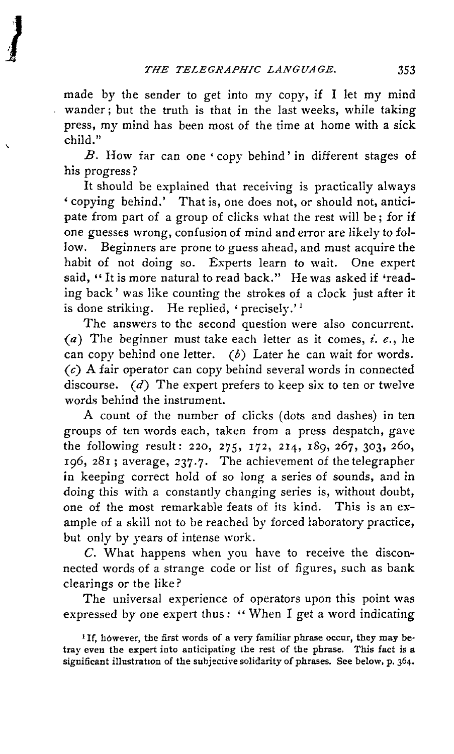made by the sender to get into my copy, if I let my mind wander; but the truth is that in the last weeks, while taking press, my mind has been most of the time at home with a sick child."

*B.* How far can one 'copy behind' in different stages of his progress?

It should be explained that receiving is practically always 'copying behind.' That is, one does not, or should not, anticipate from part of a group of clicks what the rest will be; for if one guesses wrong, confusion of mind and error are likely to follow. Beginners are prone to guess ahead, and must acquire the habit of not doing so. Experts learn to wait. One expert said, "It is more natural to read back." He was asked if 'reading back' was like counting the strokes of a clock just after it is done striking. He replied, 'precisely.'[1]

The answers to the second question were also concurrent. (*a*) The beginner must take each letter as it comes, *i. e.*, he can copy behind one letter. (*b*) Later he can wait for words. (*c*) A fair operator can copy behind several words in connected discourse. (*d*) The expert prefers to keep six to ten or twelve words behind the instrument.

A count of the number of clicks (dots and dashes) in ten groups of ten words each, taken from a press despatch, gave the following result: 220, 275, 172, 214, 189, 267, 303, 260, 196, 281; average, 237.7. The achievement of the telegrapher in keeping correct hold of so long a series of sounds, and in doing this with a constantly changing series is, without doubt, one of the most remarkable feats of its kind. This is an example of a skill not to be reached by forced laboratory practice, but only by years of intense work.

*C.* What happens when you have to receive the disconnected words of a strange code or list of figures, such as bank clearings or the like?

The universal experience of operators upon this point was expressed by one expert thus: "When I get a word indicating

[1] If, however, the first words of a very familiar phrase occur, they may betray even the expert into anticipating the rest of the phrase. This fact is a significant illustration of the subjective solidarity of phrases. See below, p. 364.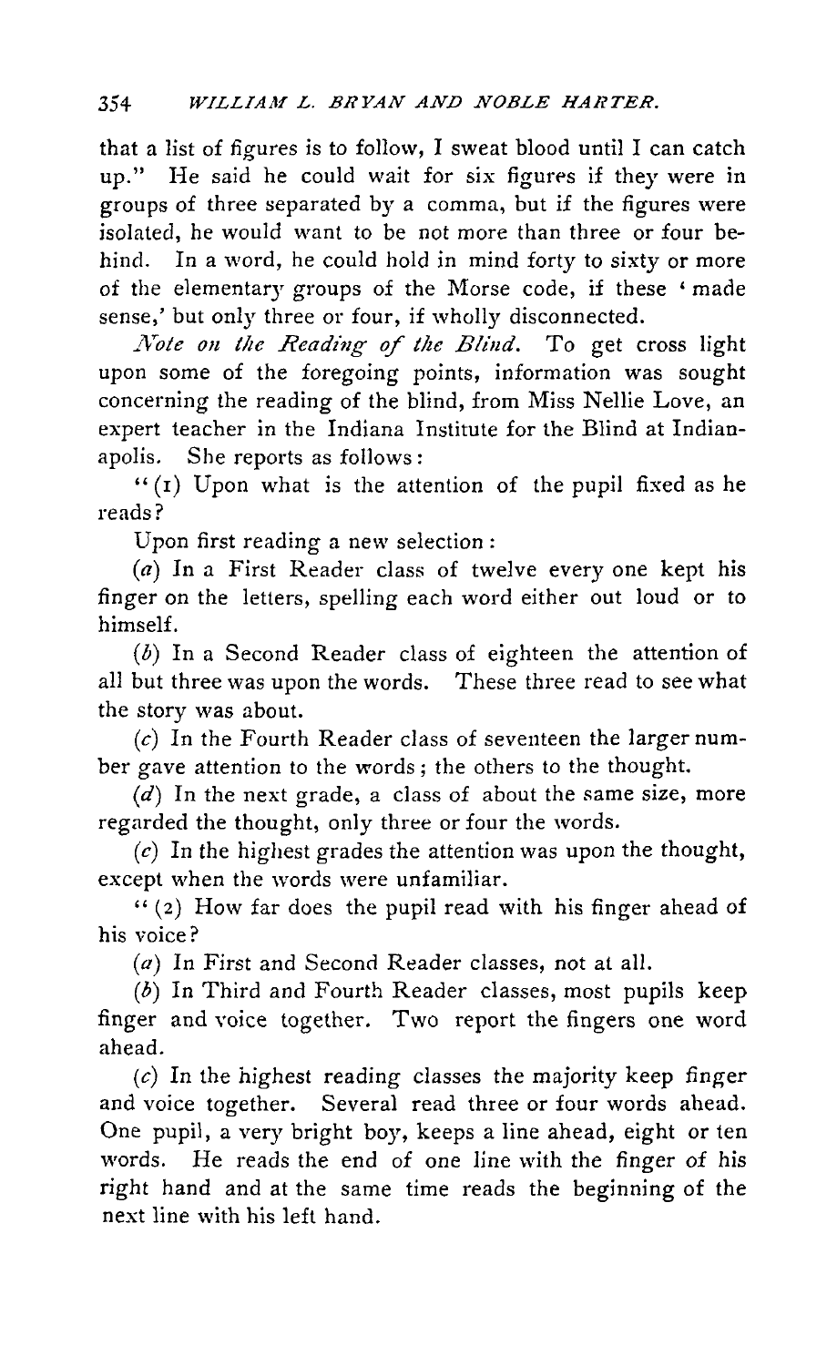that a list of figures is to follow, I sweat blood until I can catch up." He said he could wait for six figures if they were in groups of three separated by a comma, but if the figures were isolated, he would want to be not more than three or four behind. In a word, he could hold in mind forty to sixty or more of the elementary groups of the Morse code, if these 'made sense,' but only three or four, if wholly disconnected.

*Note on the Reading of the Blind.* To get cross light upon some of the foregoing points, information was sought concerning the reading of the blind, from Miss Nellie Love, an expert teacher in the Indiana Institute for the Blind at Indianapolis. She reports as follows:

"(1) Upon what is the attention of the pupil fixed as he reads?

Upon first reading a new selection:

(*a*) In a First Reader class of twelve every one kept his finger on the letters, spelling each word either out loud or to himself.

(*b*) In a Second Reader class of eighteen the attention of all but three was upon the words. These three read to see what the story was about.

(*c*) In the Fourth Reader class of seventeen the larger number gave attention to the words; the others to the thought.

(*d*) In the next grade, a class of about the same size, more regarded the thought, only three or four the words.

(*e*) In the highest grades the attention was upon the thought, except when the words were unfamiliar.

"(2) How far does the pupil read with his finger ahead of his voice?

(*a*) In First and Second Reader classes, not at all.

(*b*) In Third and Fourth Reader classes, most pupils keep finger and voice together. Two report the fingers one word ahead.

(*c*) In the highest reading classes the majority keep finger and voice together. Several read three or four words ahead. One pupil, a very bright boy, keeps a line ahead, eight or ten words. He reads the end of one line with the finger of his right hand and at the same time reads the beginning of the next line with his left hand.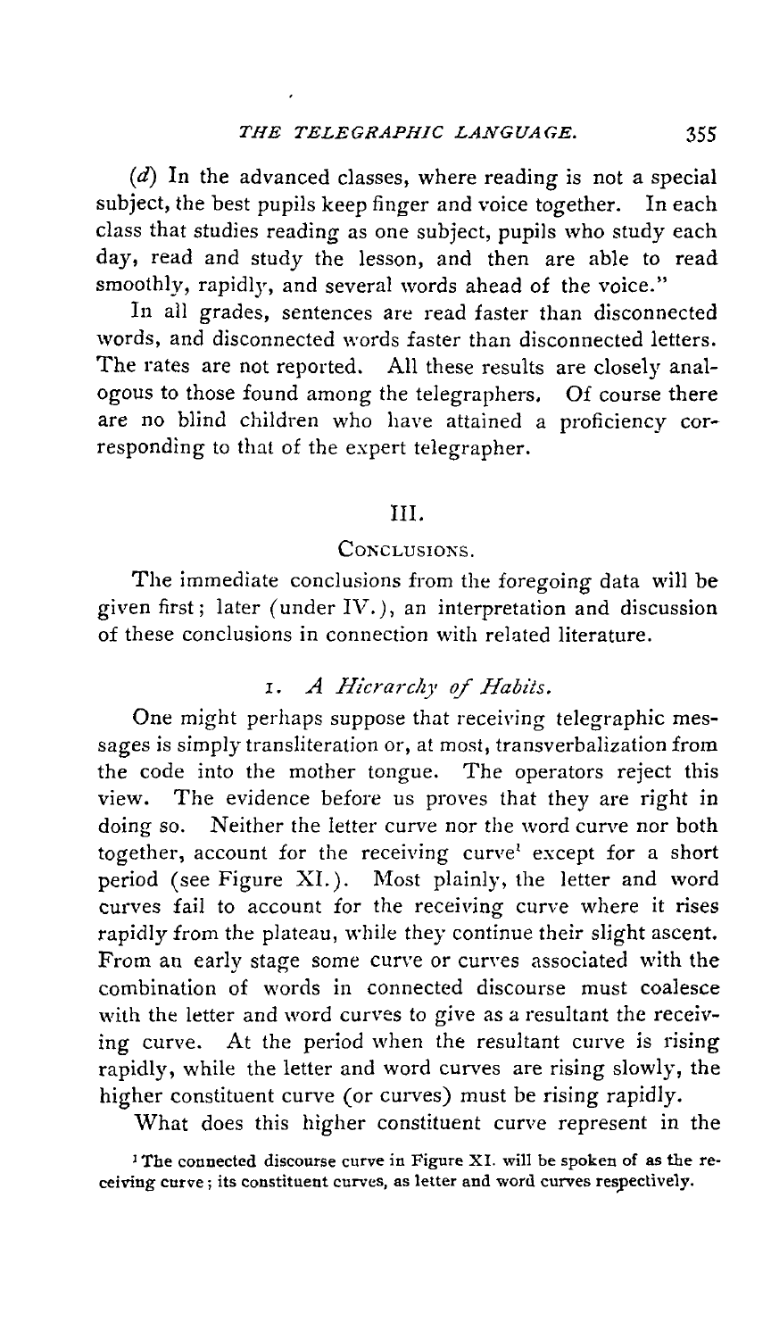(*d*) In the advanced classes, where reading is not a special subject, the best pupils keep finger and voice together. In each class that studies reading as one subject, pupils who study each day, read and study the lesson, and then are able to read smoothly, rapidly, and several words ahead of the voice."

In all grades, sentences are read faster than disconnected words, and disconnected words faster than disconnected letters. The rates are not reported. All these results are closely analogous to those found among the telegraphers. Of course there are no blind children who have attained a proficiency corresponding to that of the expert telegrapher.

## III.

### Conclusions.

The immediate conclusions from the foregoing data will be given first; later (under IV.), an interpretation and discussion of these conclusions in connection with related literature.

#### 1. *A Hierarchy of Habits.*

One might perhaps suppose that receiving telegraphic messages is simply transliteration or, at most, transverbalization from the code into the mother tongue. The operators reject this view. The evidence before us proves that they are right in doing so. Neither the letter curve nor the word curve nor both together, account for the receiving curve[1] except for a short period (see Figure XI.). Most plainly, the letter and word curves fail to account for the receiving curve where it rises rapidly from the plateau, while they continue their slight ascent. From an early stage some curve or curves associated with the combination of words in connected discourse must coalesce with the letter and word curves to give as a resultant the receiving curve. At the period when the resultant curve is rising rapidly, while the letter and word curves are rising slowly, the higher constituent curve (or curves) must be rising rapidly.

What does this higher constituent curve represent in the

[1] The connected discourse curve in Figure XI. will be spoken of as the receiving curve; its constituent curves, as letter and word curves respectively.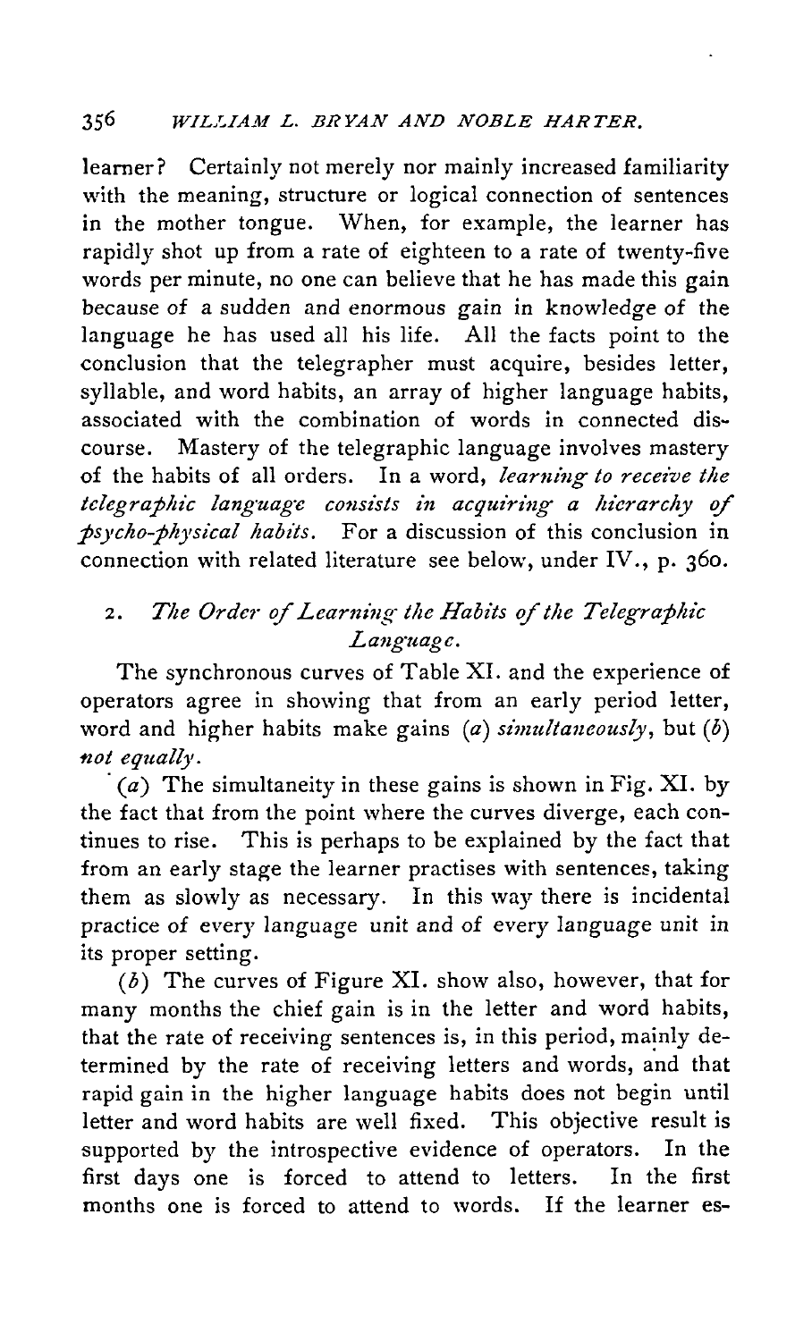learner? Certainly not merely nor mainly increased familiarity with the meaning, structure or logical connection of sentences in the mother tongue. When, for example, the learner has rapidly shot up from a rate of eighteen to a rate of twenty-five words per minute, no one can believe that he has made this gain because of a sudden and enormous gain in knowledge of the language he has used all his life. All the facts point to the conclusion that the telegrapher must acquire, besides letter, syllable, and word habits, an array of higher language habits, associated with the combination of words in connected discourse. Mastery of the telegraphic language involves mastery of the habits of all orders. In a word, *learning to receive the telegraphic language consists in acquiring a hierarchy of psycho-physical habits.* For a discussion of this conclusion in connection with related literature see below, under IV., p. 360.

## 2. *The Order of Learning the Habits of the Telegraphic Language.*

The synchronous curves of Table XI. and the experience of operators agree in showing that from an early period letter, word and higher habits make gains (*a*) *simultaneously*, but (*b*) *not equally*.

(*a*) The simultaneity in these gains is shown in Fig. XI. by the fact that from the point where the curves diverge, each continues to rise. This is perhaps to be explained by the fact that from an early stage the learner practises with sentences, taking them as slowly as necessary. In this way there is incidental practice of every language unit and of every language unit in its proper setting.

(*b*) The curves of Figure XI. show also, however, that for many months the chief gain is in the letter and word habits, that the rate of receiving sentences is, in this period, mainly determined by the rate of receiving letters and words, and that rapid gain in the higher language habits does not begin until letter and word habits are well fixed. This objective result is supported by the introspective evidence of operators. In the first days one is forced to attend to letters. In the first months one is forced to attend to words. If the learner es-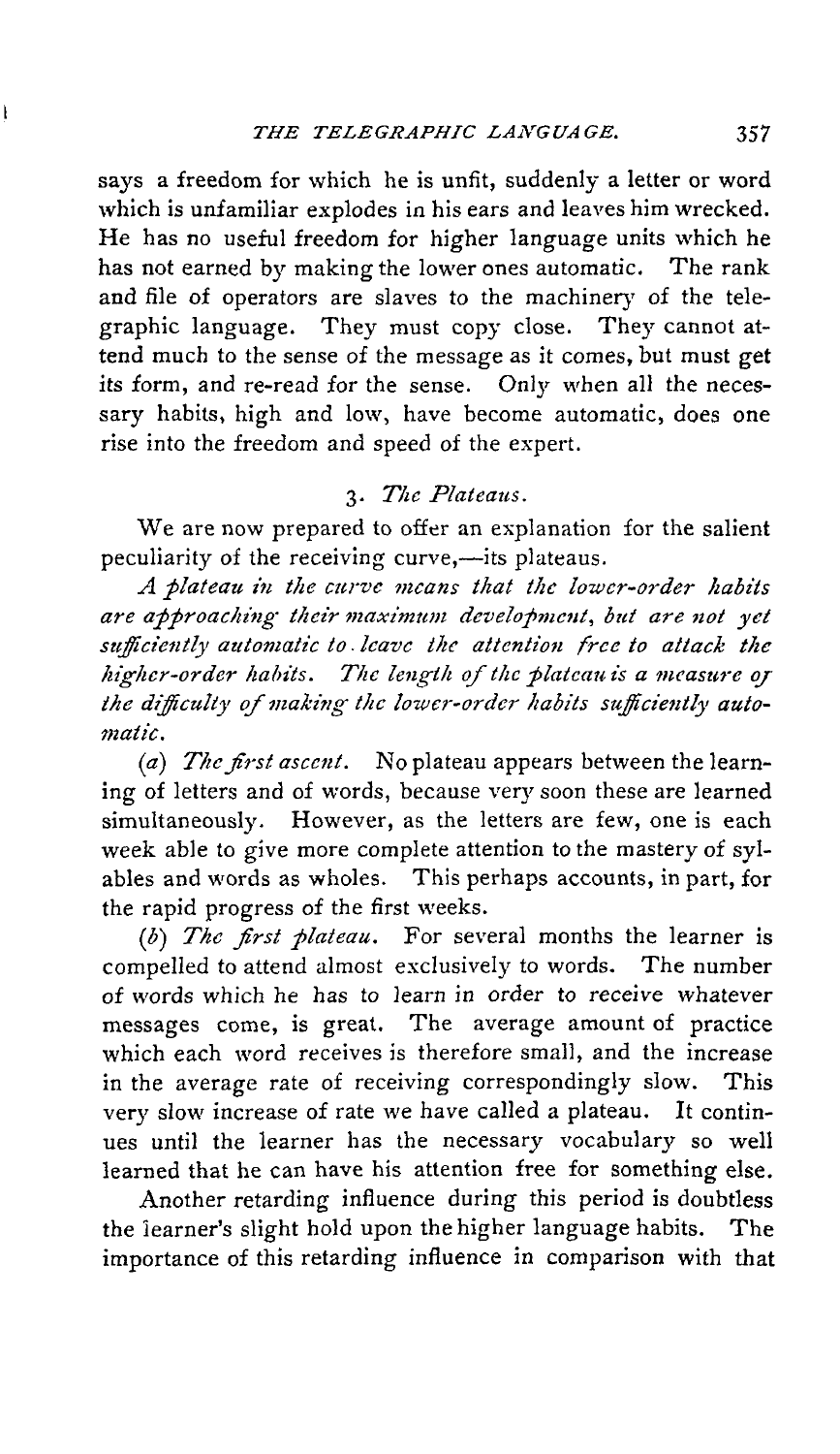says a freedom for which he is unfit, suddenly a letter or word which is unfamiliar explodes in his ears and leaves him wrecked. He has no useful freedom for higher language units which he has not earned by making the lower ones automatic. The rank and file of operators are slaves to the machinery of the telegraphic language. They must copy close. They cannot attend much to the sense of the message as it comes, but must get its form, and re-read for the sense. Only when all the necessary habits, high and low, have become automatic, does one rise into the freedom and speed of the expert.

### 3. *The Plateaus.*

We are now prepared to offer an explanation for the salient peculiarity of the receiving curve,—its plateaus.

*A plateau in the curve means that the lower-order habits are approaching their maximum development, but are not yet sufficiently automatic to leave the attention free to attack the higher-order habits. The length of the plateau is a measure of the difficulty of making the lower-order habits sufficiently automatic.*

(*a*) *The first ascent.* No plateau appears between the learning of letters and of words, because very soon these are learned simultaneously. However, as the letters are few, one is each week able to give more complete attention to the mastery of syllables and words as wholes. This perhaps accounts, in part, for the rapid progress of the first weeks.

(*b*) *The first plateau.* For several months the learner is compelled to attend almost exclusively to words. The number of words which he has to learn in order to receive whatever messages come, is great. The average amount of practice which each word receives is therefore small, and the increase in the average rate of receiving correspondingly slow. This very slow increase of rate we have called a plateau. It continues until the learner has the necessary vocabulary so well learned that he can have his attention free for something else.

Another retarding influence during this period is doubtless the learner's slight hold upon the higher language habits. The importance of this retarding influence in comparison with that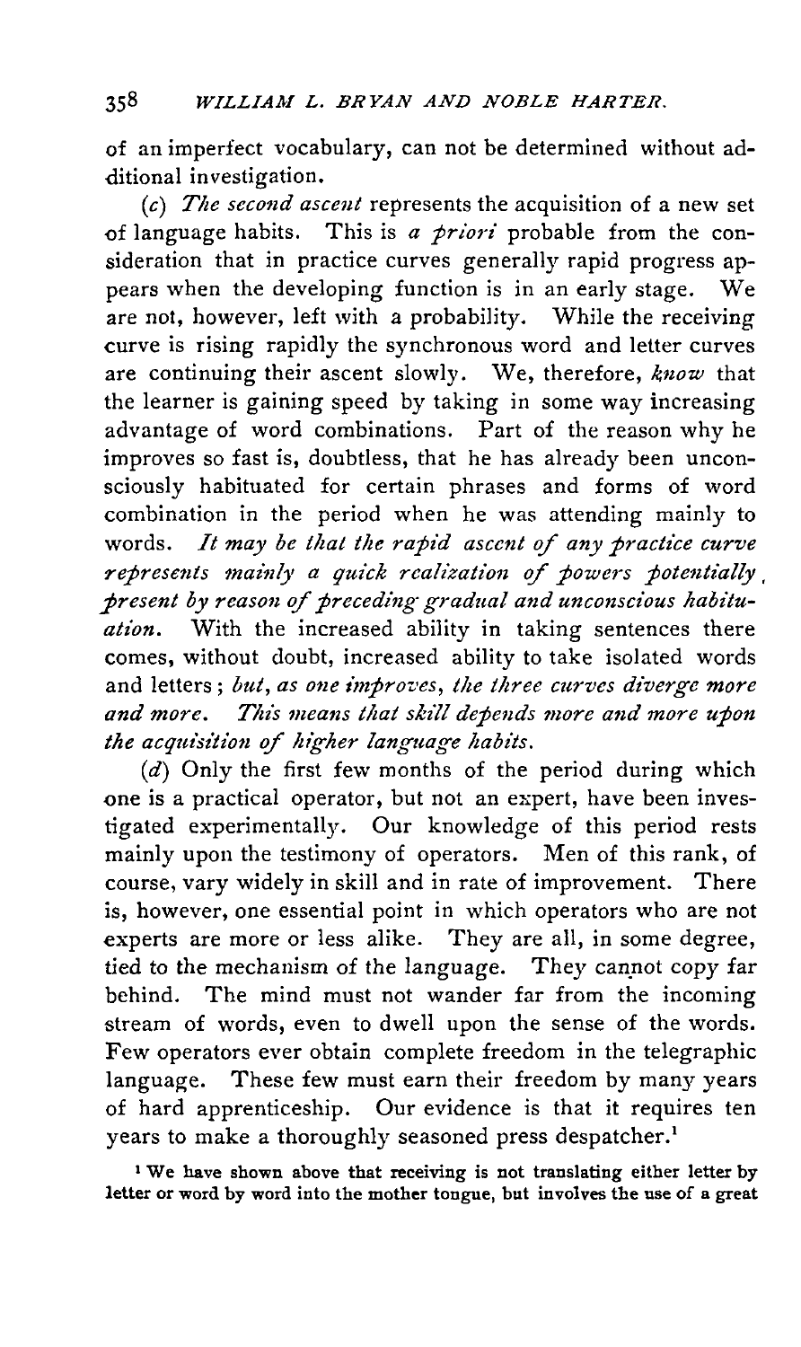of an imperfect vocabulary, can not be determined without additional investigation.

(*c*) *The second ascent* represents the acquisition of a new set of language habits. This is *a priori* probable from the consideration that in practice curves generally rapid progress appears when the developing function is in an early stage. We are not, however, left with a probability. While the receiving curve is rising rapidly the synchronous word and letter curves are continuing their ascent slowly. We, therefore, *know* that the learner is gaining speed by taking in some way increasing advantage of word combinations. Part of the reason why he improves so fast is, doubtless, that he has already been unconsciously habituated for certain phrases and forms of word combination in the period when he was attending mainly to words. *It may be that the rapid ascent of any practice curve represents mainly a quick realization of powers potentially present by reason of preceding gradual and unconscious habituation.* With the increased ability in taking sentences there comes, without doubt, increased ability to take isolated words and letters; *but, as one improves, the three curves diverge more and more. This means that skill depends more and more upon the acquisition of higher language habits.*

(*d*) Only the first few months of the period during which one is a practical operator, but not an expert, have been investigated experimentally. Our knowledge of this period rests mainly upon the testimony of operators. Men of this rank, of course, vary widely in skill and in rate of improvement. There is, however, one essential point in which operators who are not experts are more or less alike. They are all, in some degree, tied to the mechanism of the language. They cannot copy far behind. The mind must not wander far from the incoming stream of words, even to dwell upon the sense of the words. Few operators ever obtain complete freedom in the telegraphic language. These few must earn their freedom by many years of hard apprenticeship. Our evidence is that it requires ten years to make a thoroughly seasoned press despatcher.[1]

[1] We have shown above that receiving is not translating either letter by letter or word by word into the mother tongue, but involves the use of a great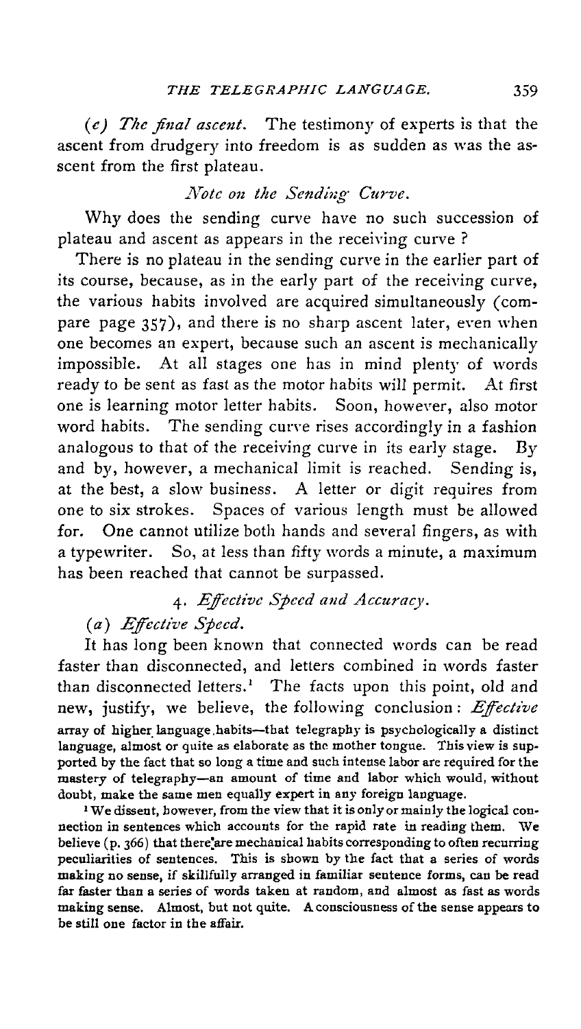(*c*) *The final ascent.* The testimony of experts is that the ascent from drudgery into freedom is as sudden as was the ascent from the first plateau.

### *Note on the Sending Curve.*

Why does the sending curve have no such succession of plateau and ascent as appears in the receiving curve?

There is no plateau in the sending curve in the earlier part of its course, because, as in the early part of the receiving curve, the various habits involved are acquired simultaneously (compare page 357), and there is no sharp ascent later, even when one becomes an expert, because such an ascent is mechanically impossible. At all stages one has in mind plenty of words ready to be sent as fast as the motor habits will permit. At first one is learning motor letter habits. Soon, however, also motor word habits. The sending curve rises accordingly in a fashion analogous to that of the receiving curve in its early stage. By and by, however, a mechanical limit is reached. Sending is, at the best, a slow business. A letter or digit requires from one to six strokes. Spaces of various length must be allowed for. One cannot utilize both hands and several fingers, as with a typewriter. So, at less than fifty words a minute, a maximum has been reached that cannot be surpassed.

## 4. *Effective Speed and Accuracy.*

### (*a*) *Effective Speed.*

It has long been known that connected words can be read faster than disconnected, and letters combined in words faster than disconnected letters.[1] The facts upon this point, old and new, justify, we believe, the following conclusion: *Effective*

array of higher language habits—that telegraphy is psychologically a distinct language, almost or quite as elaborate as the mother tongue. This view is supported by the fact that so long a time and such intense labor are required for the mastery of telegraphy—an amount of time and labor which would, without doubt, make the same men equally expert in any foreign language.

[1] We dissent, however, from the view that it is only or mainly the logical connection in sentences which accounts for the rapid rate in reading them. We believe (p. 366) that there are mechanical habits corresponding to often recurring peculiarities of sentences. This is shown by the fact that a series of words making no sense, if skillfully arranged in familiar sentence forms, can be read far faster than a series of words taken at random, and almost as fast as words making sense. Almost, but not quite. A consciousness of the sense appears to be still one factor in the affair.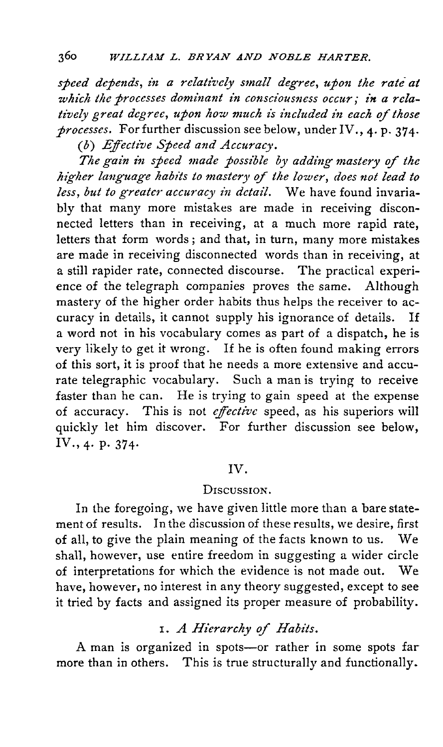*speed depends, in a relatively small degree, upon the rate at which the processes dominant in consciousness occur; in a relatively great degree, upon how much is included in each of those processes.* For further discussion see below, under IV., 4. p. 374.

(*b*) *Effective Speed and Accuracy.*

*The gain in speed made possible by adding mastery of the higher language habits to mastery of the lower, does not lead to less, but to greater accuracy in detail.* We have found invariably that many more mistakes are made in receiving disconnected letters than in receiving, at a much more rapid rate, letters that form words; and that, in turn, many more mistakes are made in receiving disconnected words than in receiving, at a still rapider rate, connected discourse. The practical experience of the telegraph companies proves the same. Although mastery of the higher order habits thus helps the receiver to accuracy in details, it cannot supply his ignorance of details. If a word not in his vocabulary comes as part of a dispatch, he is very likely to get it wrong. If he is often found making errors of this sort, it is proof that he needs a more extensive and accurate telegraphic vocabulary. Such a man is trying to receive faster than he can. He is trying to gain speed at the expense of accuracy. This is not *effective* speed, as his superiors will quickly let him discover. For further discussion see below, IV., 4. p. 374.

## IV.

### Discussion.

In the foregoing, we have given little more than a bare statement of results. In the discussion of these results, we desire, first of all, to give the plain meaning of the facts known to us. We shall, however, use entire freedom in suggesting a wider circle of interpretations for which the evidence is not made out. We have, however, no interest in any theory suggested, except to see it tried by facts and assigned its proper measure of probability.

### 1. *A Hierarchy of Habits.*

A man is organized in spots—or rather in some spots far more than in others. This is true structurally and functionally.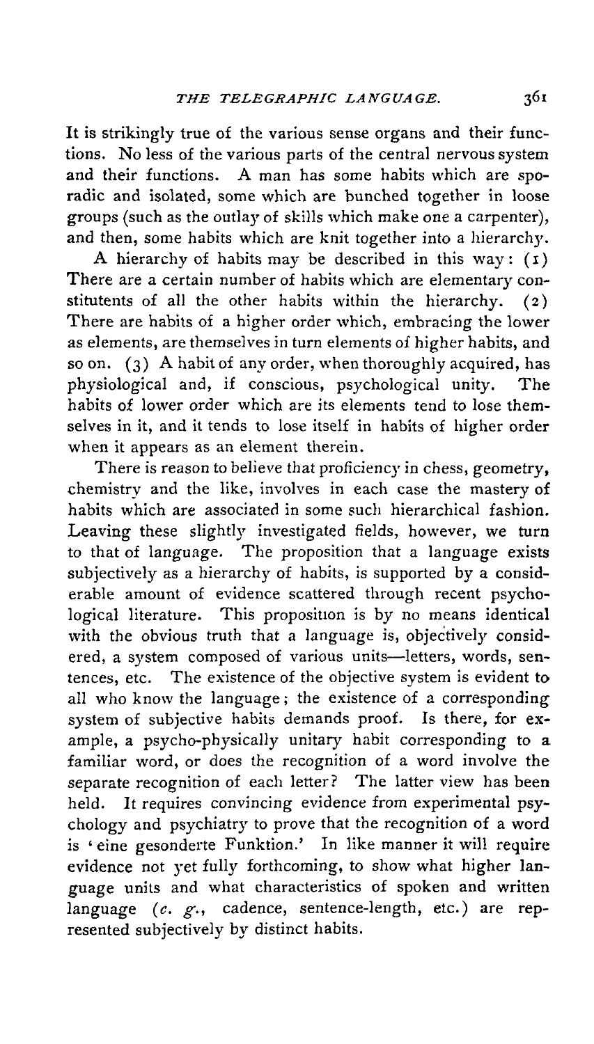It is strikingly true of the various sense organs and their functions. No less of the various parts of the central nervous system and their functions. A man has some habits which are sporadic and isolated, some which are bunched together in loose groups (such as the outlay of skills which make one a carpenter), and then, some habits which are knit together into a hierarchy.

A hierarchy of habits may be described in this way: (1) There are a certain number of habits which are elementary constitutents of all the other habits within the hierarchy. (2) There are habits of a higher order which, embracing the lower as elements, are themselves in turn elements of higher habits, and so on. (3) A habit of any order, when thoroughly acquired, has physiological and, if conscious, psychological unity. The habits of lower order which are its elements tend to lose themselves in it, and it tends to lose itself in habits of higher order when it appears as an element therein.

There is reason to believe that proficiency in chess, geometry, chemistry and the like, involves in each case the mastery of habits which are associated in some such hierarchical fashion. Leaving these slightly investigated fields, however, we turn to that of language. The proposition that a language exists subjectively as a hierarchy of habits, is supported by a considerable amount of evidence scattered through recent psychological literature. This proposition is by no means identical with the obvious truth that a language is, objectively considered, a system composed of various units—letters, words, sentences, etc. The existence of the objective system is evident to all who know the language; the existence of a corresponding system of subjective habits demands proof. Is there, for example, a psycho-physically unitary habit corresponding to a familiar word, or does the recognition of a word involve the separate recognition of each letter? The latter view has been held. It requires convincing evidence from experimental psychology and psychiatry to prove that the recognition of a word is 'eine gesonderte Funktion.' In like manner it will require evidence not yet fully forthcoming, to show what higher language units and what characteristics of spoken and written language (*e. g.*, cadence, sentence-length, etc.) are represented subjectively by distinct habits.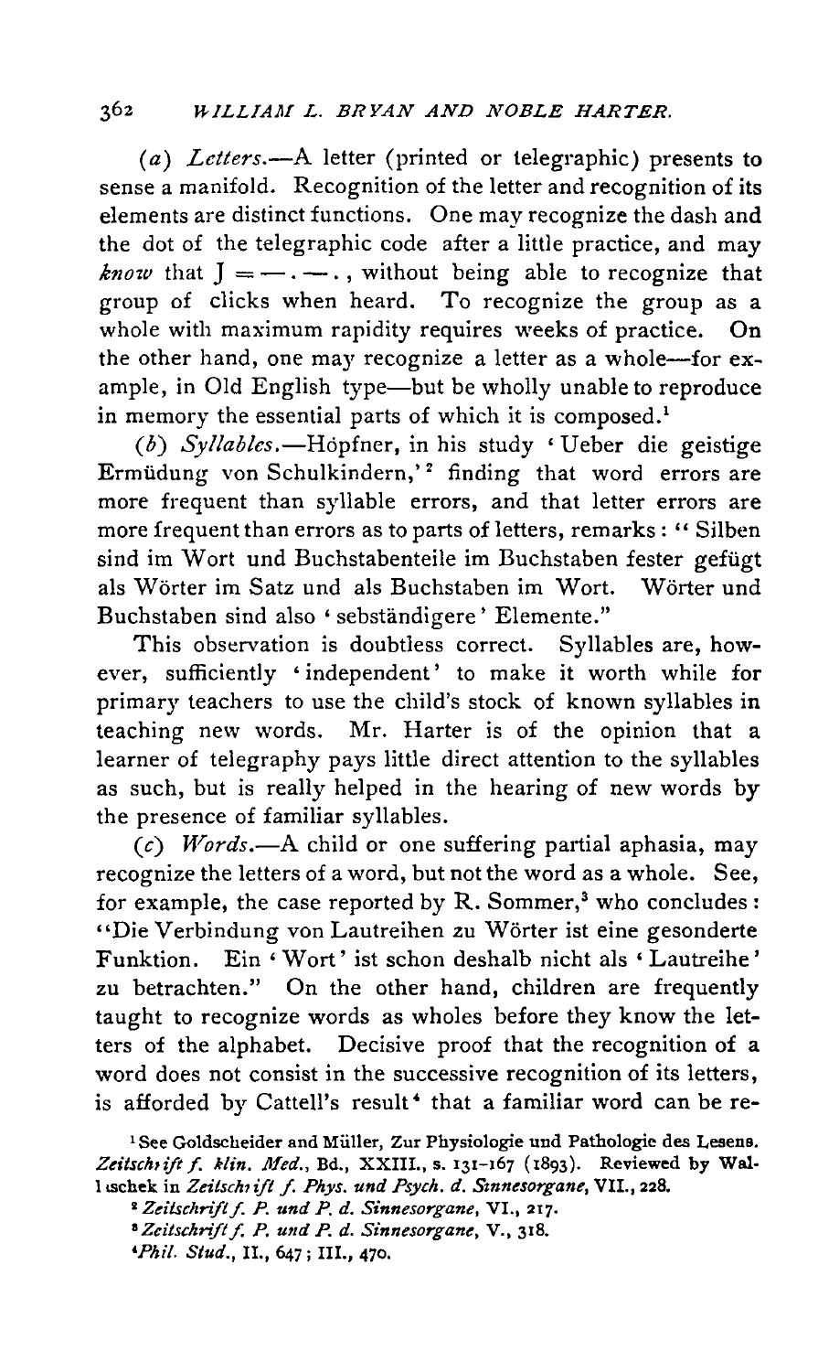(*a*) *Letters*.—A letter (printed or telegraphic) presents to sense a manifold. Recognition of the letter and recognition of its elements are distinct functions. One may recognize the dash and the dot of the telegraphic code after a little practice, and may *know* that J = — . — . , without being able to recognize that group of clicks when heard. To recognize the group as a whole with maximum rapidity requires weeks of practice. On the other hand, one may recognize a letter as a whole—for example, in Old English type—but be wholly unable to reproduce in memory the essential parts of which it is composed.[1]

(*b*) *Syllables*.—Höpfner, in his study 'Ueber die geistige Ermüdung von Schulkindern,'[2] finding that word errors are more frequent than syllable errors, and that letter errors are more frequent than errors as to parts of letters, remarks: "Silben sind im Wort und Buchstabenteile im Buchstaben fester gefügt als Wörter im Satz und als Buchstaben im Wort. Wörter und Buchstaben sind also 'sebständigere' Elemente."

This observation is doubtless correct. Syllables are, however, sufficiently 'independent' to make it worth while for primary teachers to use the child's stock of known syllables in teaching new words. Mr. Harter is of the opinion that a learner of telegraphy pays little direct attention to the syllables as such, but is really helped in the hearing of new words by the presence of familiar syllables.

(*c*) *Words*.—A child or one suffering partial aphasia, may recognize the letters of a word, but not the word as a whole. See, for example, the case reported by R. Sommer,[3] who concludes: "Die Verbindung von Lautreihen zu Wörter ist eine gesonderte Funktion. Ein 'Wort' ist schon deshalb nicht als 'Lautreihe' zu betrachten." On the other hand, children are frequently taught to recognize words as wholes before they know the letters of the alphabet. Decisive proof that the recognition of a word does not consist in the successive recognition of its letters, is afforded by Cattell's result[4] that a familiar word can be re-

[1] See Goldscheider and Müller, Zur Physiologie und Pathologie des Lesens. *Zeitschrift f. klin. Med.*, Bd., XXIII., s. 131–167 (1893). Reviewed by Wallaschek in *Zeitschrift f. Phys. und Psych. d. Sinnesorgane*, VII., 228.

[2] *Zeitschrift f. P. und P. d. Sinnesorgane*, VI., 217.

[3] *Zeitschrift f. P. und P. d. Sinnesorgane*, V., 318.

[4] *Phil. Stud.*, II., 647; III., 470.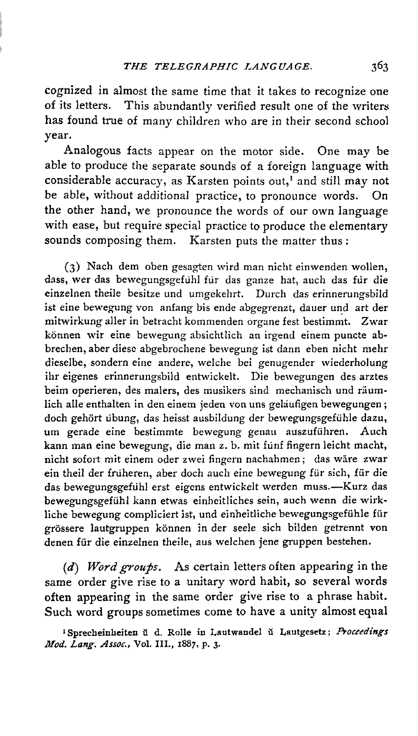cognized in almost the same time that it takes to recognize one of its letters. This abundantly verified result one of the writers has found true of many children who are in their second school year.

Analogous facts appear on the motor side. One may be able to produce the separate sounds of a foreign language with considerable accuracy, as Karsten points out,[1] and still may not be able, without additional practice, to pronounce words. On the other hand, we pronounce the words of our own language with ease, but require special practice to produce the elementary sounds composing them. Karsten puts the matter thus:

> (3) Nach dem oben gesagten wird man nicht einwenden wollen, dass, wer das bewegungsgefühl für das ganze hat, auch das für die einzelnen theile besitze und umgekehrt. Durch das erinnerungsbild ist eine bewegung von anfang bis ende abgegrenzt, dauer und art der mitwirkung aller in betracht kommenden organe fest bestimmt. Zwar können wir eine bewegung absichtlich an irgend einem puncte abbrechen, aber diese abgebrochene bewegung ist dann eben nicht mehr dieselbe, sondern eine andere, welche bei genugender wiederholung ihr eigenes erinnerungsbild entwickelt. Die bewegungen des arztes beim operieren, des malers, des musikers sind mechanisch und räumlich alle enthalten in den einem jeden von uns geläufigen bewegungen; doch gehört übung, das heisst ausbildung der bewegungsgefühle dazu, um gerade eine bestimmte bewegung genau auszuführen. Auch kann man eine bewegung, die man z. b. mit fünf fingern leicht macht, nicht sofort mit einem oder zwei fingern nachahmen; das wäre zwar ein theil der früheren, aber doch auch eine bewegung für sich, für die das bewegungsgefühl erst eigens entwickelt werden muss.—Kurz das bewegungsgefühl kann etwas einheitliches sein, auch wenn die wirkliche bewegung compliciert ist, und einheitliche bewegungsgefühle für grössere lautgruppen können in der seele sich bilden getrennt von denen für die einzelnen theile, aus welchen jene gruppen bestehen.

(*d*) *Word groups*. As certain letters often appearing in the same order give rise to a unitary word habit, so several words often appearing in the same order give rise to a phrase habit. Such word groups sometimes come to have a unity almost equal

[1] Sprecheinheiten ŭ d. Rolle in Lautwandel ŭ Lautgesetz; *Proceedings Mod. Lang. Assoc.*, Vol. III., 1887, p. 3.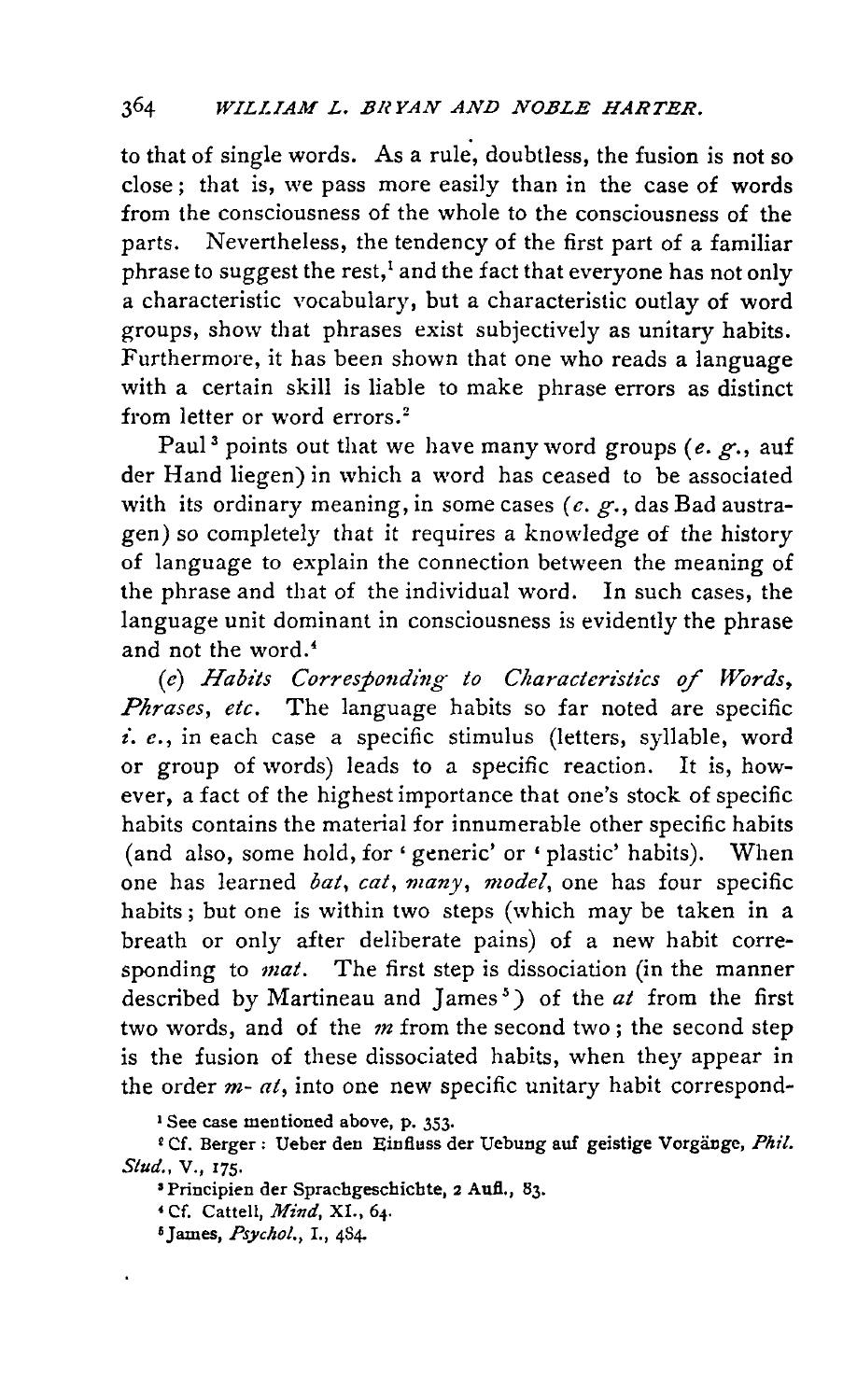to that of single words. As a rule, doubtless, the fusion is not so close; that is, we pass more easily than in the case of words from the consciousness of the whole to the consciousness of the parts. Nevertheless, the tendency of the first part of a familiar phrase to suggest the rest,[1] and the fact that everyone has not only a characteristic vocabulary, but a characteristic outlay of word groups, show that phrases exist subjectively as unitary habits. Furthermore, it has been shown that one who reads a language with a certain skill is liable to make phrase errors as distinct from letter or word errors.[2]

Paul[3] points out that we have many word groups (*e. g.*, auf der Hand liegen) in which a word has ceased to be associated with its ordinary meaning, in some cases (*e. g.*, das Bad austragen) so completely that it requires a knowledge of the history of language to explain the connection between the meaning of the phrase and that of the individual word. In such cases, the language unit dominant in consciousness is evidently the phrase and not the word.[4]

(*c*) *Habits Corresponding to Characteristics of Words, Phrases, etc.* The language habits so far noted are specific *i. e.*, in each case a specific stimulus (letters, syllable, word or group of words) leads to a specific reaction. It is, however, a fact of the highest importance that one's stock of specific habits contains the material for innumerable other specific habits (and also, some hold, for 'generic' or 'plastic' habits). When one has learned *bat*, *cat*, *many*, *model*, one has four specific habits; but one is within two steps (which may be taken in a breath or only after deliberate pains) of a new habit corresponding to *mat*. The first step is dissociation (in the manner described by Martineau and James[5]) of the *at* from the first two words, and of the *m* from the second two; the second step is the fusion of these dissociated habits, when they appear in the order *m- at*, into one new specific unitary habit correspond-

[1] See case mentioned above, p. 353.

[2] Cf. Berger: Ueber den Einfluss der Uebung auf geistige Vorgänge, *Phil. Stud.*, V., 175.

[3] Principien der Sprachgeschichte, 2 Aufl., 83.

[4] Cf. Cattell, *Mind*, XI., 64.

[5] James, *Psychol.*, I., 484.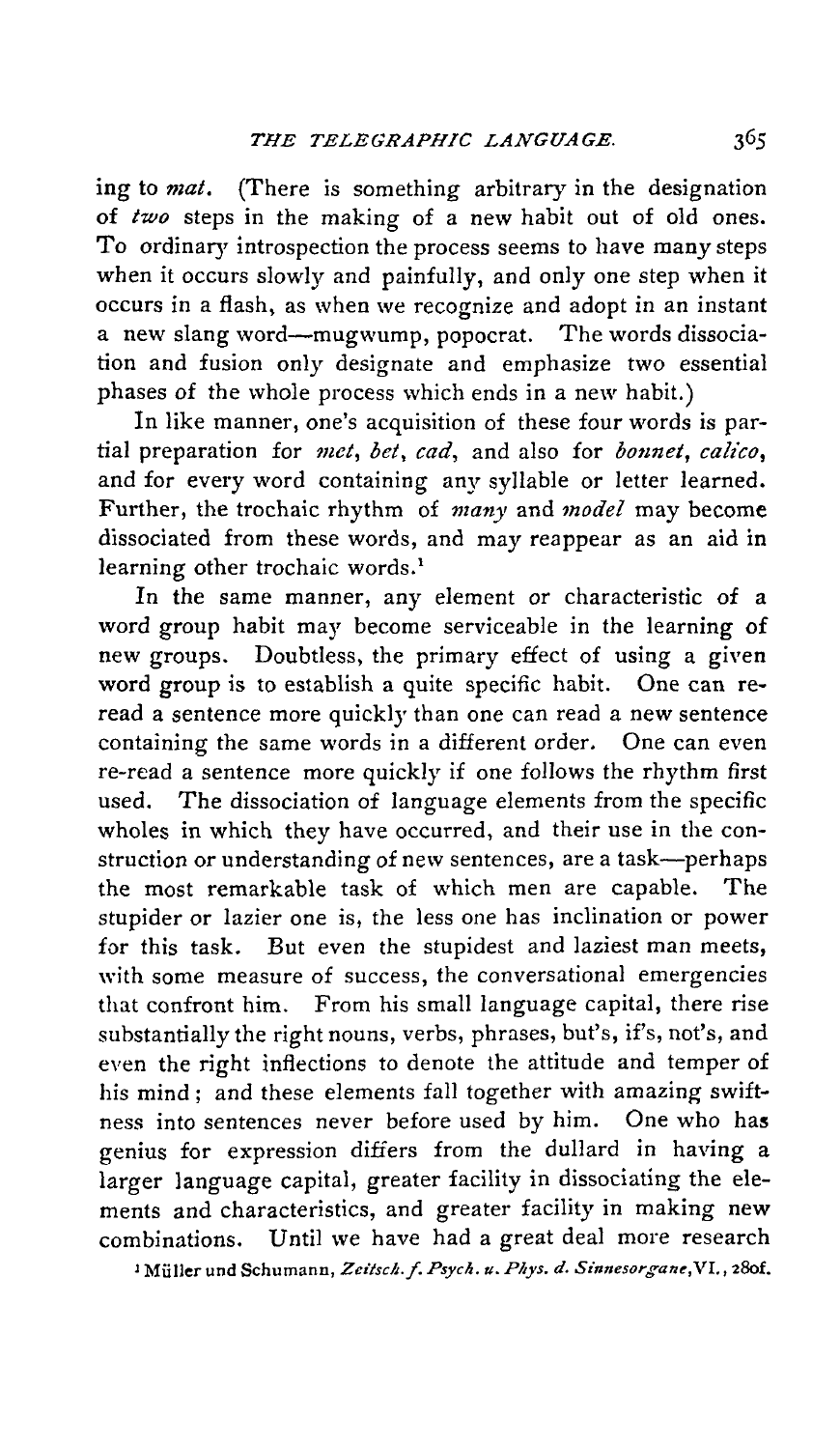ing to *mat*. (There is something arbitrary in the designation of *two* steps in the making of a new habit out of old ones. To ordinary introspection the process seems to have many steps when it occurs slowly and painfully, and only one step when it occurs in a flash, as when we recognize and adopt in an instant a new slang word—mugwump, popocrat. The words dissociation and fusion only designate and emphasize two essential phases of the whole process which ends in a new habit.)

In like manner, one's acquisition of these four words is partial preparation for *met*, *bet*, *cad*, and also for *bonnet*, *calico*, and for every word containing any syllable or letter learned. Further, the trochaic rhythm of *many* and *model* may become dissociated from these words, and may reappear as an aid in learning other trochaic words.[1]

In the same manner, any element or characteristic of a word group habit may become serviceable in the learning of new groups. Doubtless, the primary effect of using a given word group is to establish a quite specific habit. One can re-read a sentence more quickly than one can read a new sentence containing the same words in a different order. One can even re-read a sentence more quickly if one follows the rhythm first used. The dissociation of language elements from the specific wholes in which they have occurred, and their use in the construction or understanding of new sentences, are a task—perhaps the most remarkable task of which men are capable. The stupider or lazier one is, the less one has inclination or power for this task. But even the stupidest and laziest man meets, with some measure of success, the conversational emergencies that confront him. From his small language capital, there rise substantially the right nouns, verbs, phrases, but's, if's, not's, and even the right inflections to denote the attitude and temper of his mind; and these elements fall together with amazing swiftness into sentences never before used by him. One who has genius for expression differs from the dullard in having a larger language capital, greater facility in dissociating the elements and characteristics, and greater facility in making new combinations. Until we have had a great deal more research

[1] Müller und Schumann, *Zeitsch. f. Psych. u. Phys. d. Sinnesorgane*, VI., 280f.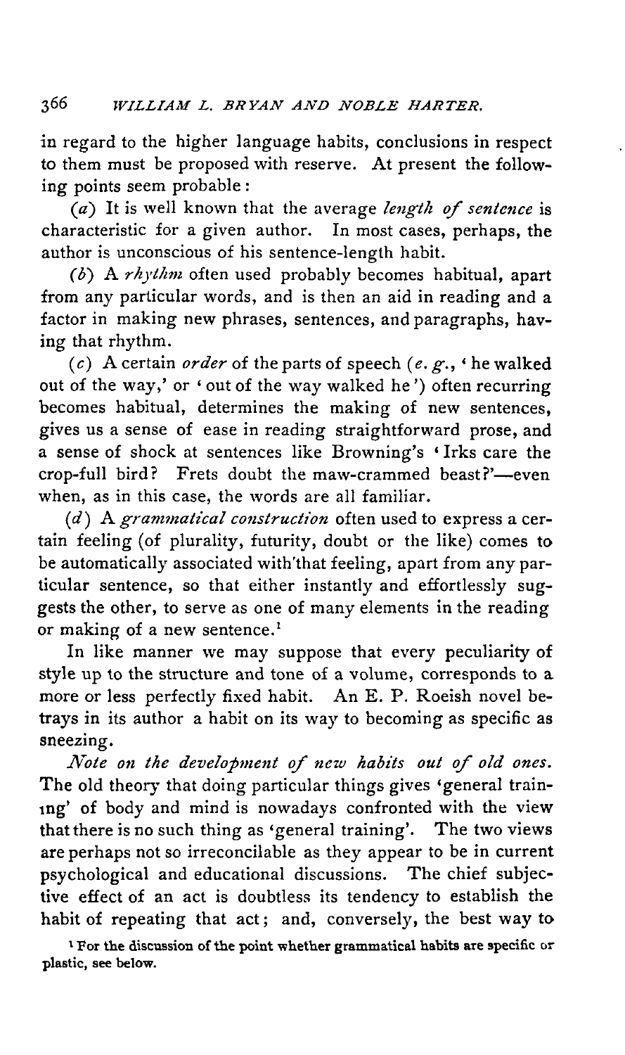in regard to the higher language habits, conclusions in respect to them must be proposed with reserve. At present the following points seem probable:

(*a*) It is well known that the average *length of sentence* is characteristic for a given author. In most cases, perhaps, the author is unconscious of his sentence-length habit.

(*b*) A *rhythm* often used probably becomes habitual, apart from any particular words, and is then an aid in reading and a factor in making new phrases, sentences, and paragraphs, having that rhythm.

(*c*) A certain *order* of the parts of speech (*e. g.*, 'he walked out of the way,' or 'out of the way walked he') often recurring becomes habitual, determines the making of new sentences, gives us a sense of ease in reading straightforward prose, and a sense of shock at sentences like Browning's 'Irks care the crop-full bird? Frets doubt the maw-crammed beast?'—even when, as in this case, the words are all familiar.

(*d*) A *grammatical construction* often used to express a certain feeling (of plurality, futurity, doubt or the like) comes to be automatically associated with that feeling, apart from any particular sentence, so that either instantly and effortlessly suggests the other, to serve as one of many elements in the reading or making of a new sentence.[1]

In like manner we may suppose that every peculiarity of style up to the structure and tone of a volume, corresponds to a more or less perfectly fixed habit. An E. P. Roeish novel betrays in its author a habit on its way to becoming as specific as sneezing.

*Note on the development of new habits out of old ones.* The old theory that doing particular things gives 'general training' of body and mind is nowadays confronted with the view that there is no such thing as 'general training'. The two views are perhaps not so irreconcilable as they appear to be in current psychological and educational discussions. The chief subjective effect of an act is doubtless its tendency to establish the habit of repeating that act; and, conversely, the best way to

[1] For the discussion of the point whether grammatical habits are specific or plastic, see below.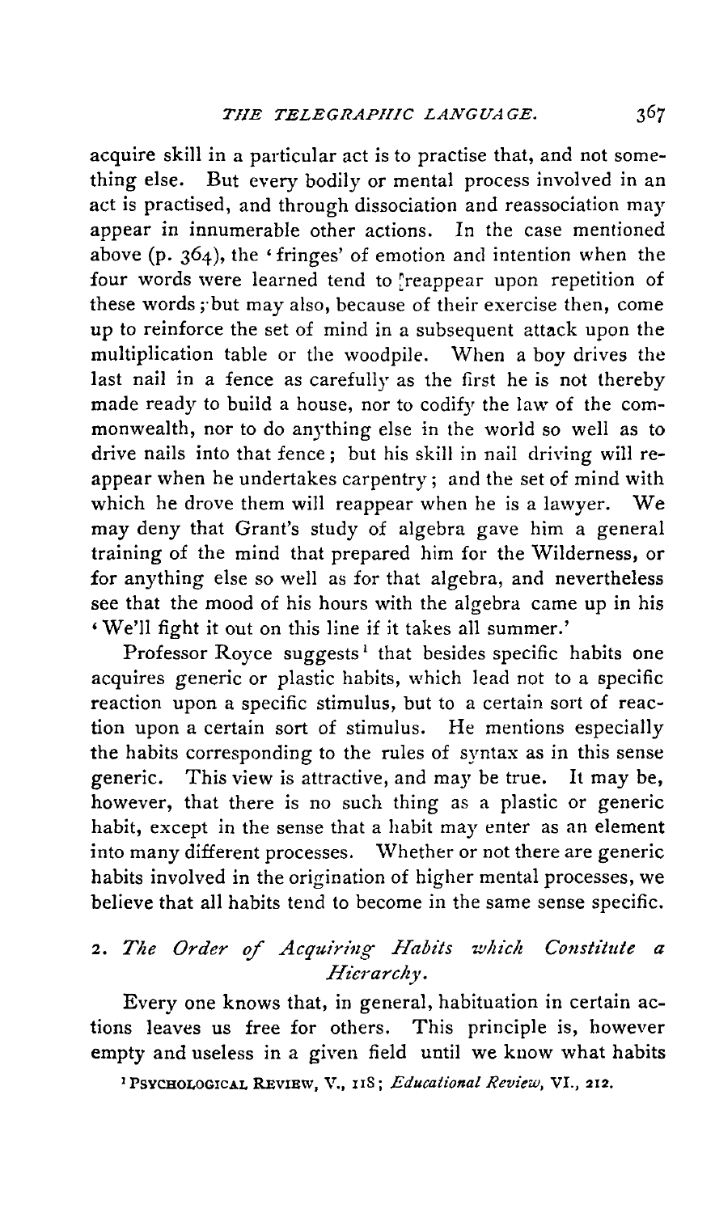acquire skill in a particular act is to practise that, and not something else. But every bodily or mental process involved in an act is practised, and through dissociation and reassociation may appear in innumerable other actions. In the case mentioned above (p. 364), the 'fringes' of emotion and intention when the four words were learned tend to reappear upon repetition of these words; but may also, because of their exercise then, come up to reinforce the set of mind in a subsequent attack upon the multiplication table or the woodpile. When a boy drives the last nail in a fence as carefully as the first he is not thereby made ready to build a house, nor to codify the law of the commonwealth, nor to do anything else in the world so well as to drive nails into that fence; but his skill in nail driving will reappear when he undertakes carpentry; and the set of mind with which he drove them will reappear when he is a lawyer. We may deny that Grant's study of algebra gave him a general training of the mind that prepared him for the Wilderness, or for anything else so well as for that algebra, and nevertheless see that the mood of his hours with the algebra came up in his 'We'll fight it out on this line if it takes all summer.'

Professor Royce suggests[1] that besides specific habits one acquires generic or plastic habits, which lead not to a specific reaction upon a specific stimulus, but to a certain sort of reaction upon a certain sort of stimulus. He mentions especially the habits corresponding to the rules of syntax as in this sense generic. This view is attractive, and may be true. It may be, however, that there is no such thing as a plastic or generic habit, except in the sense that a habit may enter as an element into many different processes. Whether or not there are generic habits involved in the origination of higher mental processes, we believe that all habits tend to become in the same sense specific.

## 2. *The Order of Acquiring Habits which Constitute a Hierarchy.*

Every one knows that, in general, habituation in certain actions leaves us free for others. This principle is, however empty and useless in a given field until we know what habits

[1] PSYCHOLOGICAL REVIEW, V., 118; *Educational Review*, VI., 212.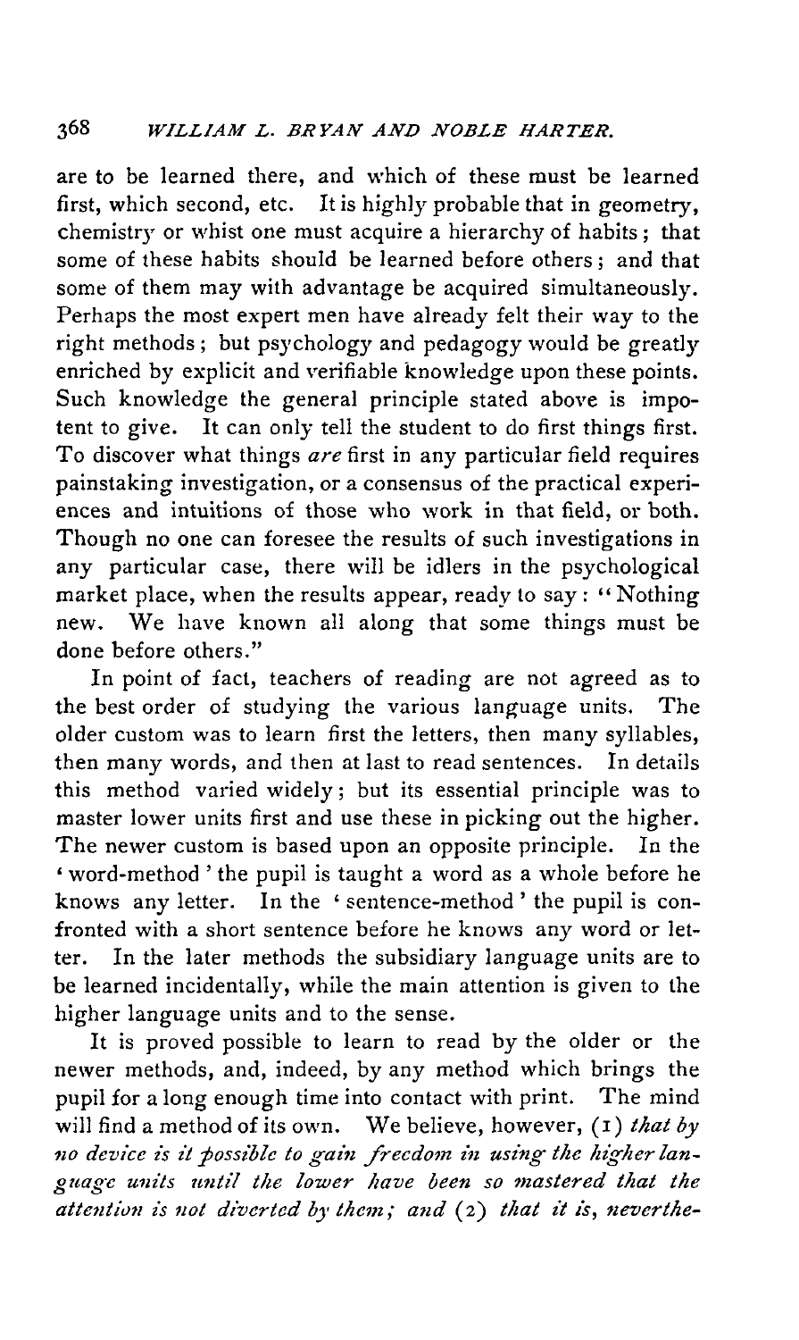are to be learned there, and which of these must be learned first, which second, etc. It is highly probable that in geometry, chemistry or whist one must acquire a hierarchy of habits; that some of these habits should be learned before others; and that some of them may with advantage be acquired simultaneously. Perhaps the most expert men have already felt their way to the right methods; but psychology and pedagogy would be greatly enriched by explicit and verifiable knowledge upon these points. Such knowledge the general principle stated above is impotent to give. It can only tell the student to do first things first. To discover what things *are* first in any particular field requires painstaking investigation, or a consensus of the practical experiences and intuitions of those who work in that field, or both. Though no one can foresee the results of such investigations in any particular case, there will be idlers in the psychological market place, when the results appear, ready to say: "Nothing new. We have known all along that some things must be done before others."

In point of fact, teachers of reading are not agreed as to the best order of studying the various language units. The older custom was to learn first the letters, then many syllables, then many words, and then at last to read sentences. In details this method varied widely; but its essential principle was to master lower units first and use these in picking out the higher. The newer custom is based upon an opposite principle. In the 'word-method' the pupil is taught a word as a whole before he knows any letter. In the 'sentence-method' the pupil is confronted with a short sentence before he knows any word or letter. In the later methods the subsidiary language units are to be learned incidentally, while the main attention is given to the higher language units and to the sense.

It is proved possible to learn to read by the older or the newer methods, and, indeed, by any method which brings the pupil for a long enough time into contact with print. The mind will find a method of its own. We believe, however, (1) *that by no device is it possible to gain freedom in using the higher language units until the lower have been so mastered that the attention is not diverted by them;* and (2) *that it is, neverthe-*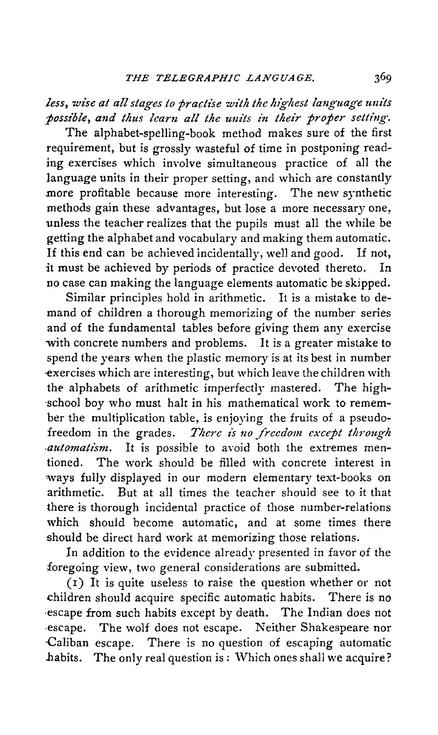*less, wise at all stages to practise with the highest language units possible, and thus learn all the units in their proper setting.*

The alphabet-spelling-book method makes sure of the first requirement, but is grossly wasteful of time in postponing reading exercises which involve simultaneous practice of all the language units in their proper setting, and which are constantly more profitable because more interesting. The new synthetic methods gain these advantages, but lose a more necessary one, unless the teacher realizes that the pupils must all the while be getting the alphabet and vocabulary and making them automatic. If this end can be achieved incidentally, well and good. If not, it must be achieved by periods of practice devoted thereto. In no case can making the language elements automatic be skipped.

Similar principles hold in arithmetic. It is a mistake to demand of children a thorough memorizing of the number series and of the fundamental tables before giving them any exercise with concrete numbers and problems. It is a greater mistake to spend the years when the plastic memory is at its best in number exercises which are interesting, but which leave the children with the alphabets of arithmetic imperfectly mastered. The high-school boy who must halt in his mathematical work to remember the multiplication table, is enjoying the fruits of a pseudo-freedom in the grades. *There is no freedom except through automatism.* It is possible to avoid both the extremes mentioned. The work should be filled with concrete interest in ways fully displayed in our modern elementary text-books on arithmetic. But at all times the teacher should see to it that there is thorough incidental practice of those number-relations which should become automatic, and at some times there should be direct hard work at memorizing those relations.

In addition to the evidence already presented in favor of the foregoing view, two general considerations are submitted.

(1) It is quite useless to raise the question whether or not children should acquire specific automatic habits. There is no escape from such habits except by death. The Indian does not escape. The wolf does not escape. Neither Shakespeare nor Caliban escape. There is no question of escaping automatic habits. The only real question is: Which ones shall we acquire?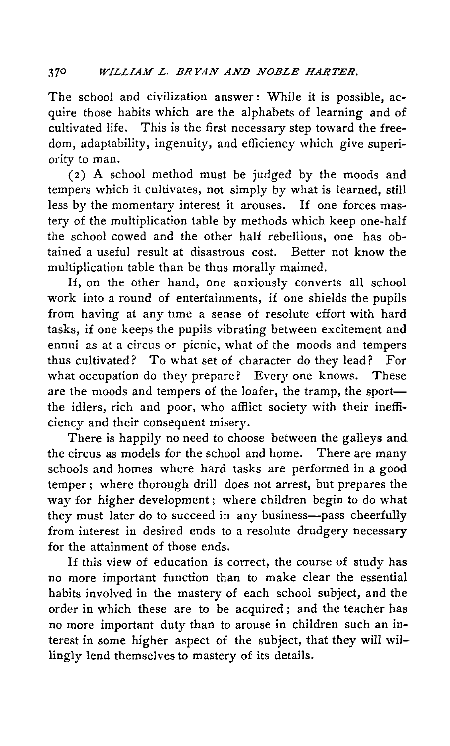The school and civilization answer: While it is possible, acquire those habits which are the alphabets of learning and of cultivated life. This is the first necessary step toward the freedom, adaptability, ingenuity, and efficiency which give superiority to man.

(2) A school method must be judged by the moods and tempers which it cultivates, not simply by what is learned, still less by the momentary interest it arouses. If one forces mastery of the multiplication table by methods which keep one-half the school cowed and the other half rebellious, one has obtained a useful result at disastrous cost. Better not know the multiplication table than be thus morally maimed.

If, on the other hand, one anxiously converts all school work into a round of entertainments, if one shields the pupils from having at any time a sense of resolute effort with hard tasks, if one keeps the pupils vibrating between excitement and ennui as at a circus or picnic, what of the moods and tempers thus cultivated? To what set of character do they lead? For what occupation do they prepare? Every one knows. These are the moods and tempers of the loafer, the tramp, the sport—the idlers, rich and poor, who afflict society with their inefficiency and their consequent misery.

There is happily no need to choose between the galleys and the circus as models for the school and home. There are many schools and homes where hard tasks are performed in a good temper; where thorough drill does not arrest, but prepares the way for higher development; where children begin to do what they must later do to succeed in any business—pass cheerfully from interest in desired ends to a resolute drudgery necessary for the attainment of those ends.

If this view of education is correct, the course of study has no more important function than to make clear the essential habits involved in the mastery of each school subject, and the order in which these are to be acquired; and the teacher has no more important duty than to arouse in children such an interest in some higher aspect of the subject, that they will willingly lend themselves to mastery of its details.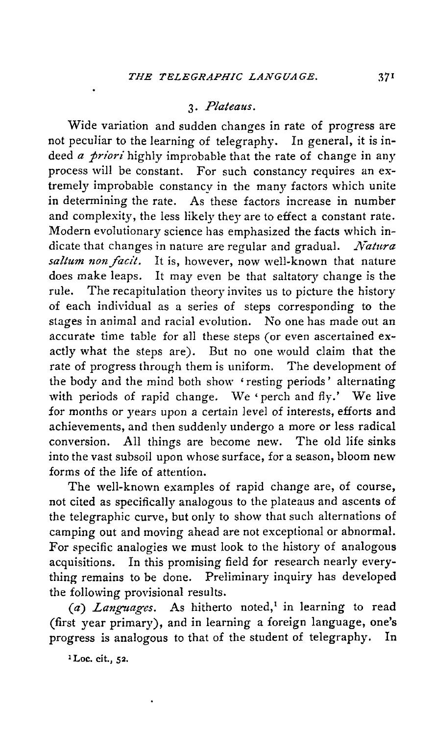### 3. *Plateaus.*

Wide variation and sudden changes in rate of progress are not peculiar to the learning of telegraphy. In general, it is indeed *a priori* highly improbable that the rate of change in any process will be constant. For such constancy requires an extremely improbable constancy in the many factors which unite in determining the rate. As these factors increase in number and complexity, the less likely they are to effect a constant rate. Modern evolutionary science has emphasized the facts which indicate that changes in nature are regular and gradual. *Natura saltum non facit.* It is, however, now well-known that nature does make leaps. It may even be that saltatory change is the rule. The recapitulation theory invites us to picture the history of each individual as a series of steps corresponding to the stages in animal and racial evolution. No one has made out an accurate time table for all these steps (or even ascertained exactly what the steps are). But no one would claim that the rate of progress through them is uniform. The development of the body and the mind both show 'resting periods' alternating with periods of rapid change. We 'perch and fly.' We live for months or years upon a certain level of interests, efforts and achievements, and then suddenly undergo a more or less radical conversion. All things are become new. The old life sinks into the vast subsoil upon whose surface, for a season, bloom new forms of the life of attention.

The well-known examples of rapid change are, of course, not cited as specifically analogous to the plateaus and ascents of the telegraphic curve, but only to show that such alternations of camping out and moving ahead are not exceptional or abnormal. For specific analogies we must look to the history of analogous acquisitions. In this promising field for research nearly everything remains to be done. Preliminary inquiry has developed the following provisional results.

(*a*) *Languages.* As hitherto noted,[1] in learning to read (first year primary), and in learning a foreign language, one's progress is analogous to that of the student of telegraphy. In

[1] Loc. cit., 52.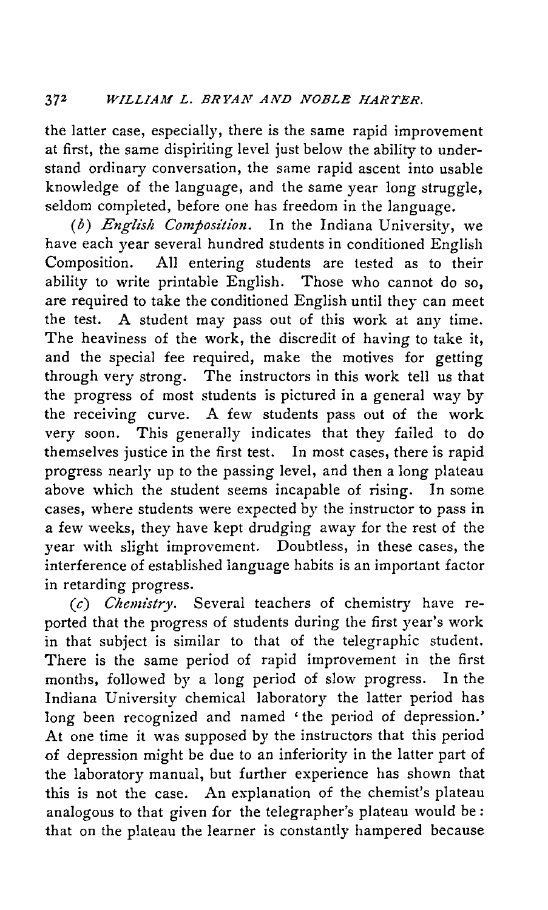the latter case, especially, there is the same rapid improvement at first, the same dispiriting level just below the ability to understand ordinary conversation, the same rapid ascent into usable knowledge of the language, and the same year long struggle, seldom completed, before one has freedom in the language.

(*b*) *English Composition.* In the Indiana University, we have each year several hundred students in conditioned English Composition. All entering students are tested as to their ability to write printable English. Those who cannot do so, are required to take the conditioned English until they can meet the test. A student may pass out of this work at any time. The heaviness of the work, the discredit of having to take it, and the special fee required, make the motives for getting through very strong. The instructors in this work tell us that the progress of most students is pictured in a general way by the receiving curve. A few students pass out of the work very soon. This generally indicates that they failed to do themselves justice in the first test. In most cases, there is rapid progress nearly up to the passing level, and then a long plateau above which the student seems incapable of rising. In some cases, where students were expected by the instructor to pass in a few weeks, they have kept drudging away for the rest of the year with slight improvement. Doubtless, in these cases, the interference of established language habits is an important factor in retarding progress.

(*c*) *Chemistry.* Several teachers of chemistry have reported that the progress of students during the first year's work in that subject is similar to that of the telegraphic student. There is the same period of rapid improvement in the first months, followed by a long period of slow progress. In the Indiana University chemical laboratory the latter period has long been recognized and named 'the period of depression.' At one time it was supposed by the instructors that this period of depression might be due to an inferiority in the latter part of the laboratory manual, but further experience has shown that this is not the case. An explanation of the chemist's plateau analogous to that given for the telegrapher's plateau would be: that on the plateau the learner is constantly hampered because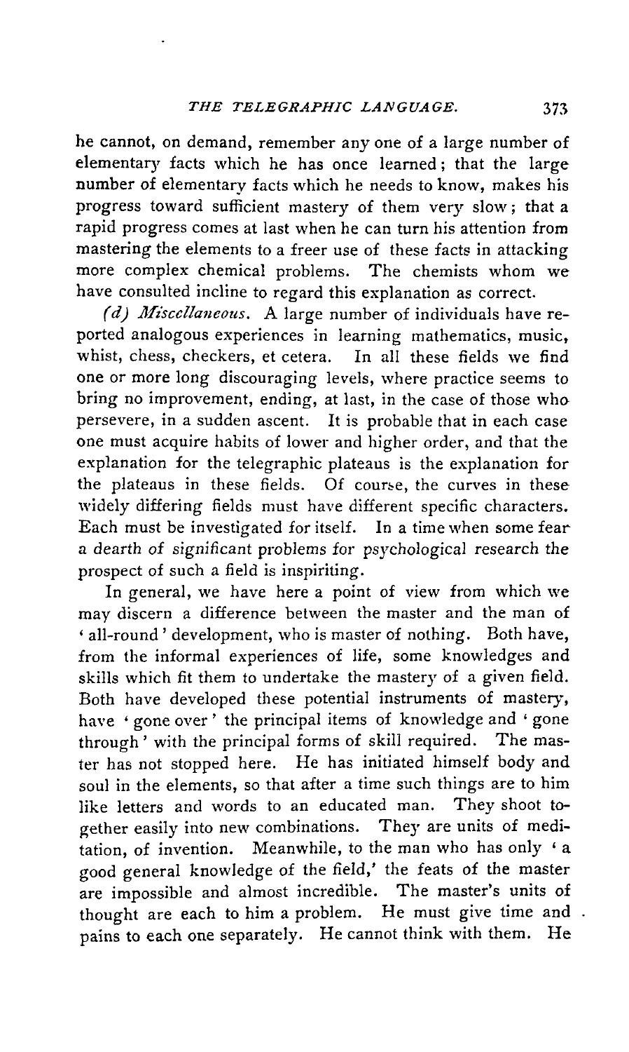he cannot, on demand, remember any one of a large number of elementary facts which he has once learned; that the large number of elementary facts which he needs to know, makes his progress toward sufficient mastery of them very slow; that a rapid progress comes at last when he can turn his attention from mastering the elements to a freer use of these facts in attacking more complex chemical problems. The chemists whom we have consulted incline to regard this explanation as correct.

*(d) Miscellaneous.* A large number of individuals have reported analogous experiences in learning mathematics, music, whist, chess, checkers, et cetera. In all these fields we find one or more long discouraging levels, where practice seems to bring no improvement, ending, at last, in the case of those who persevere, in a sudden ascent. It is probable that in each case one must acquire habits of lower and higher order, and that the explanation for the telegraphic plateaus is the explanation for the plateaus in these fields. Of course, the curves in these widely differing fields must have different specific characters. Each must be investigated for itself. In a time when some fear a dearth of significant problems for psychological research the prospect of such a field is inspiriting.

In general, we have here a point of view from which we may discern a difference between the master and the man of 'all-round' development, who is master of nothing. Both have, from the informal experiences of life, some knowledges and skills which fit them to undertake the mastery of a given field. Both have developed these potential instruments of mastery, have 'gone over' the principal items of knowledge and 'gone through' with the principal forms of skill required. The master has not stopped here. He has initiated himself body and soul in the elements, so that after a time such things are to him like letters and words to an educated man. They shoot together easily into new combinations. They are units of meditation, of invention. Meanwhile, to the man who has only 'a good general knowledge of the field,' the feats of the master are impossible and almost incredible. The master's units of thought are each to him a problem. He must give time and pains to each one separately. He cannot think with them. He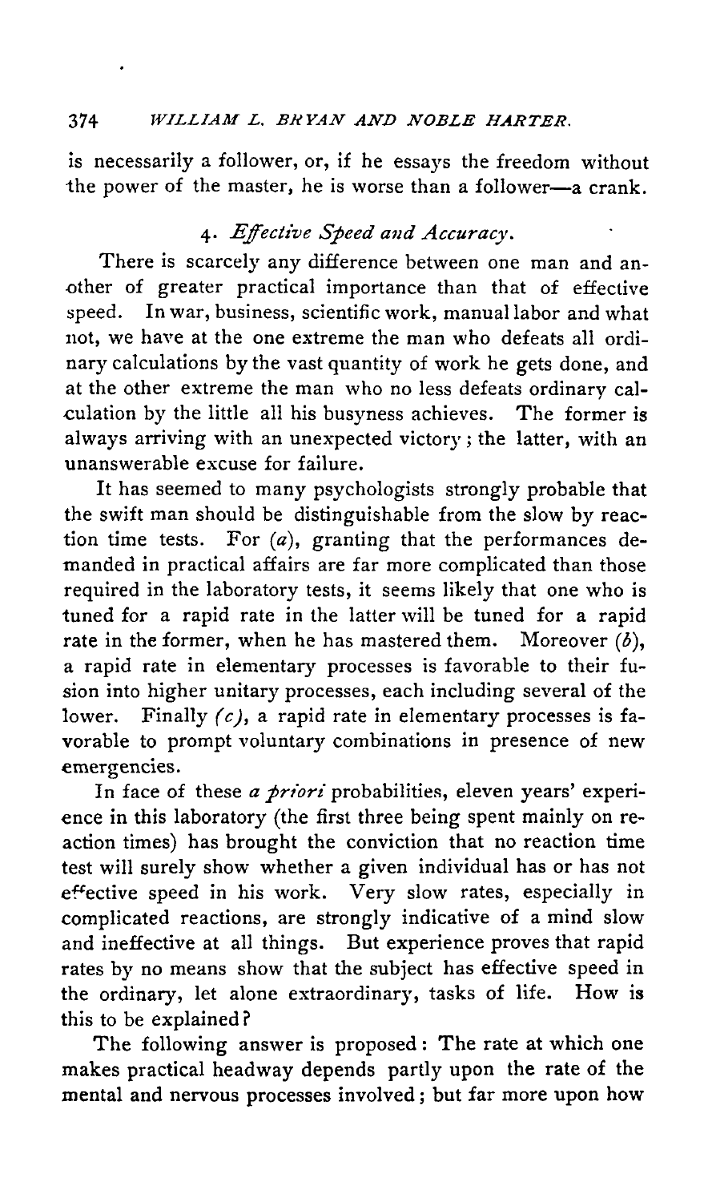is necessarily a follower, or, if he essays the freedom without the power of the master, he is worse than a follower—a crank.

### 4. *Effective Speed and Accuracy.*

There is scarcely any difference between one man and another of greater practical importance than that of effective speed. In war, business, scientific work, manual labor and what not, we have at the one extreme the man who defeats all ordinary calculations by the vast quantity of work he gets done, and at the other extreme the man who no less defeats ordinary calculation by the little all his busyness achieves. The former is always arriving with an unexpected victory; the latter, with an unanswerable excuse for failure.

It has seemed to many psychologists strongly probable that the swift man should be distinguishable from the slow by reaction time tests. For (*a*), granting that the performances demanded in practical affairs are far more complicated than those required in the laboratory tests, it seems likely that one who is tuned for a rapid rate in the latter will be tuned for a rapid rate in the former, when he has mastered them. Moreover (*b*), a rapid rate in elementary processes is favorable to their fusion into higher unitary processes, each including several of the lower. Finally (*c*), a rapid rate in elementary processes is favorable to prompt voluntary combinations in presence of new emergencies.

In face of these *a priori* probabilities, eleven years' experience in this laboratory (the first three being spent mainly on reaction times) has brought the conviction that no reaction time test will surely show whether a given individual has or has not effective speed in his work. Very slow rates, especially in complicated reactions, are strongly indicative of a mind slow and ineffective at all things. But experience proves that rapid rates by no means show that the subject has effective speed in the ordinary, let alone extraordinary, tasks of life. How is this to be explained?

The following answer is proposed: The rate at which one makes practical headway depends partly upon the rate of the mental and nervous processes involved; but far more upon how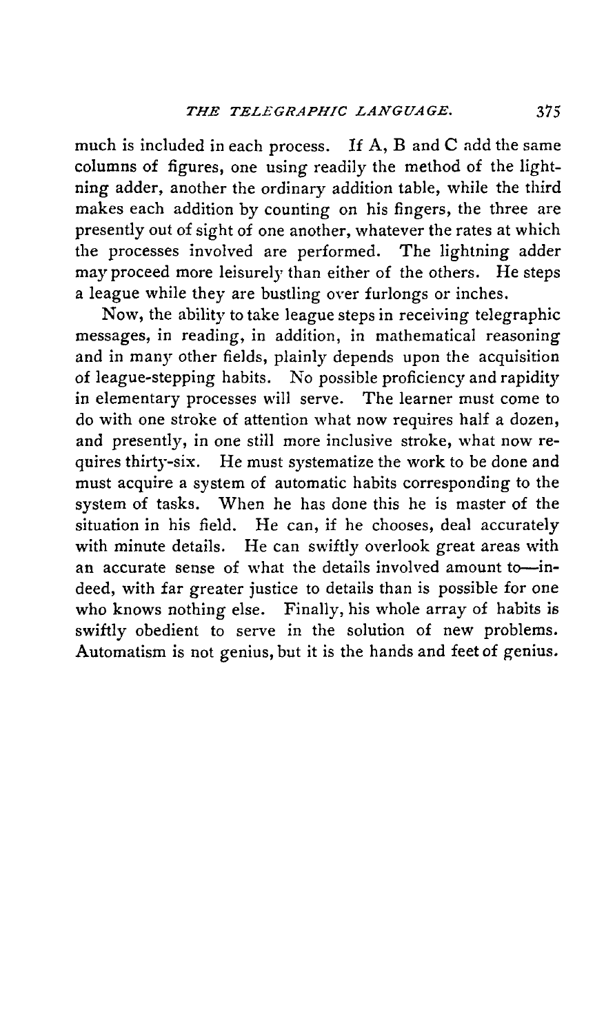much is included in each process. If A, B and C add the same columns of figures, one using readily the method of the lightning adder, another the ordinary addition table, while the third makes each addition by counting on his fingers, the three are presently out of sight of one another, whatever the rates at which the processes involved are performed. The lightning adder may proceed more leisurely than either of the others. He steps a league while they are bustling over furlongs or inches.

Now, the ability to take league steps in receiving telegraphic messages, in reading, in addition, in mathematical reasoning and in many other fields, plainly depends upon the acquisition of league-stepping habits. No possible proficiency and rapidity in elementary processes will serve. The learner must come to do with one stroke of attention what now requires half a dozen, and presently, in one still more inclusive stroke, what now requires thirty-six. He must systematize the work to be done and must acquire a system of automatic habits corresponding to the system of tasks. When he has done this he is master of the situation in his field. He can, if he chooses, deal accurately with minute details. He can swiftly overlook great areas with an accurate sense of what the details involved amount to—indeed, with far greater justice to details than is possible for one who knows nothing else. Finally, his whole array of habits is swiftly obedient to serve in the solution of new problems. Automatism is not genius, but it is the hands and feet of genius.